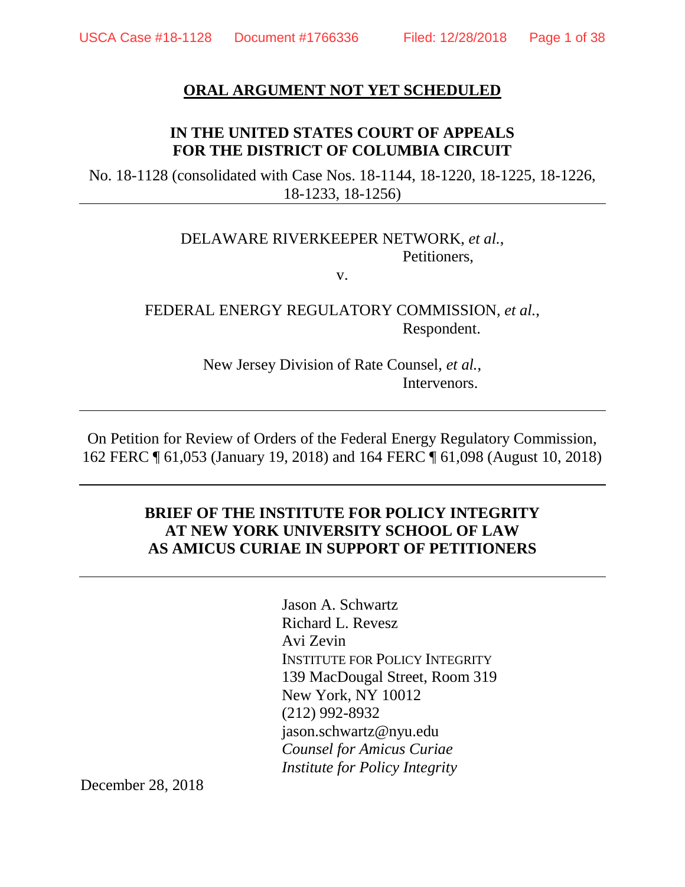**ORAL ARGUMENT NOT YET SCHEDULED**

**IN THE UNITED STATES COURT OF APPEALS**
**FOR THE DISTRICT OF COLUMBIA CIRCUIT**

No. 18-1128 (consolidated with Case Nos. 18-1144, 18-1220, 18-1225, 18-1226, 18-1233, 18-1256)

---

DELAWARE RIVERKEEPER NETWORK, *et al.*,
Petitioners,

v.

FEDERAL ENERGY REGULATORY COMMISSION, *et al.*,
Respondent.

New Jersey Division of Rate Counsel, *et al.*,
Intervenors.

---

On Petition for Review of Orders of the Federal Energy Regulatory Commission, 162 FERC ¶ 61,053 (January 19, 2018) and 164 FERC ¶ 61,098 (August 10, 2018)

---

**BRIEF OF THE INSTITUTE FOR POLICY INTEGRITY AT NEW YORK UNIVERSITY SCHOOL OF LAW AS AMICUS CURIAE IN SUPPORT OF PETITIONERS**

---

Jason A. Schwartz
Richard L. Revesz
Avi Zevin
INSTITUTE FOR POLICY INTEGRITY
139 MacDougal Street, Room 319
New York, NY 10012
(212) 992-8932
jason.schwartz@nyu.edu
*Counsel for Amicus Curiae*
*Institute for Policy Integrity*

December 28, 2018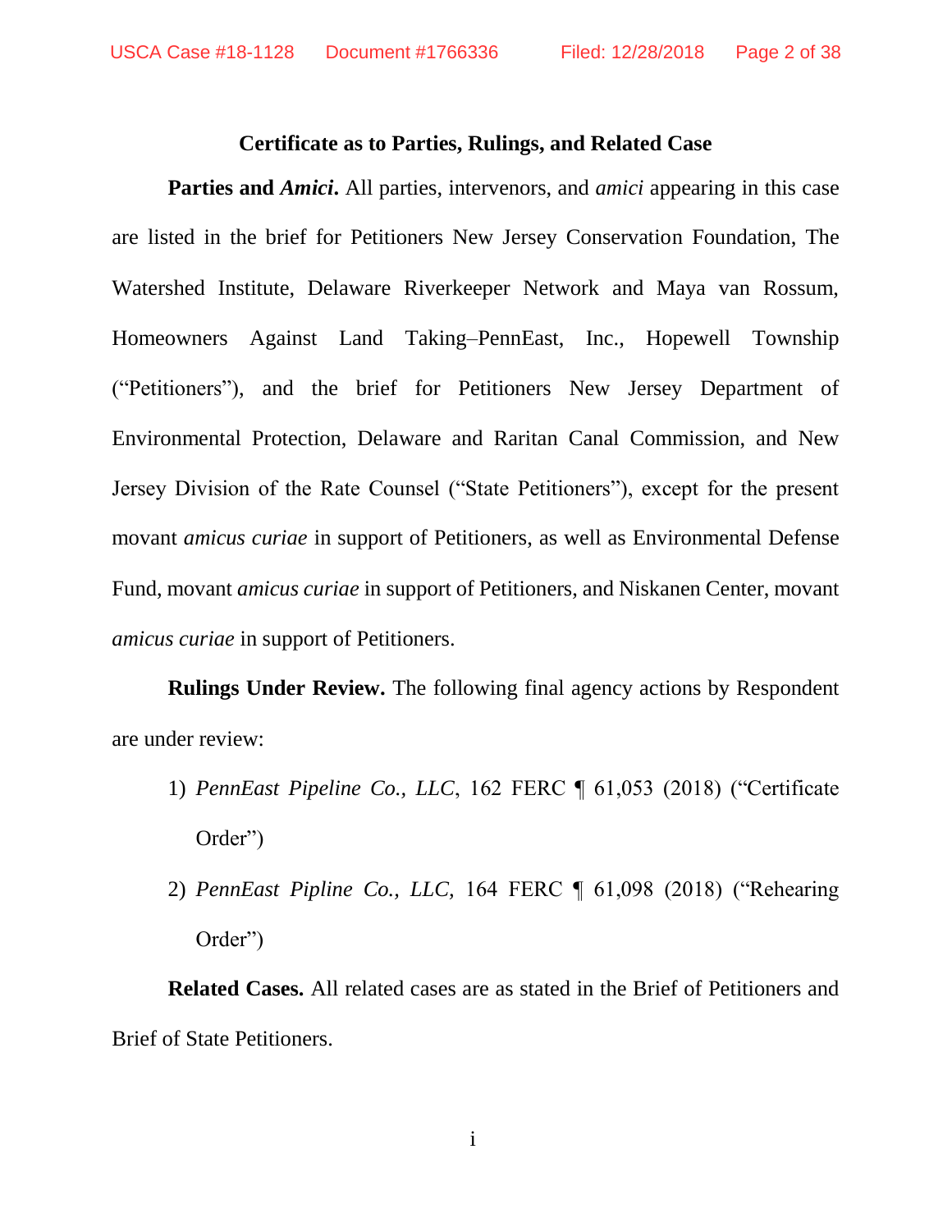**Certificate as to Parties, Rulings, and Related Case**

**Parties and *Amici*.** All parties, intervenors, and *amici* appearing in this case are listed in the brief for Petitioners New Jersey Conservation Foundation, The Watershed Institute, Delaware Riverkeeper Network and Maya van Rossum, Homeowners Against Land Taking–PennEast, Inc., Hopewell Township ("Petitioners"), and the brief for Petitioners New Jersey Department of Environmental Protection, Delaware and Raritan Canal Commission, and New Jersey Division of the Rate Counsel ("State Petitioners"), except for the present movant *amicus curiae* in support of Petitioners, as well as Environmental Defense Fund, movant *amicus curiae* in support of Petitioners, and Niskanen Center, movant *amicus curiae* in support of Petitioners.

**Rulings Under Review.** The following final agency actions by Respondent are under review:

1) *PennEast Pipeline Co., LLC*, 162 FERC ¶ 61,053 (2018) ("Certificate Order")

2) *PennEast Pipline Co., LLC*, 164 FERC ¶ 61,098 (2018) ("Rehearing Order")

**Related Cases.** All related cases are as stated in the Brief of Petitioners and Brief of State Petitioners.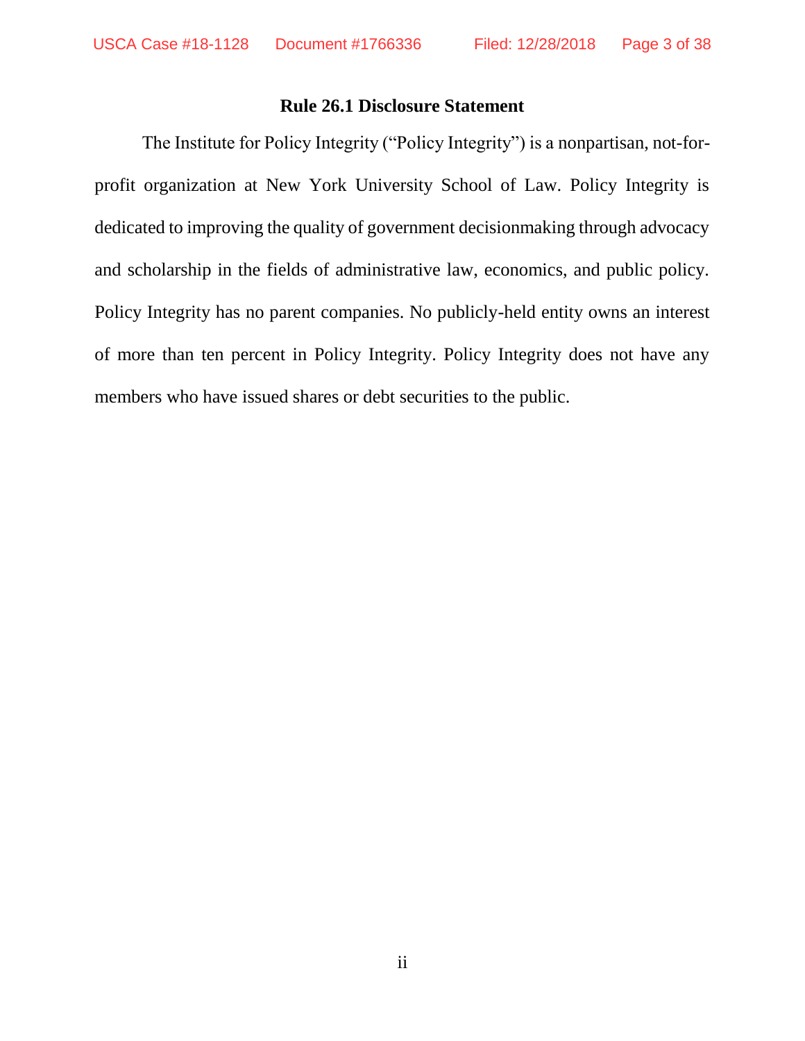## Rule 26.1 Disclosure Statement

The Institute for Policy Integrity ("Policy Integrity") is a nonpartisan, not-for-profit organization at New York University School of Law. Policy Integrity is dedicated to improving the quality of government decisionmaking through advocacy and scholarship in the fields of administrative law, economics, and public policy. Policy Integrity has no parent companies. No publicly-held entity owns an interest of more than ten percent in Policy Integrity. Policy Integrity does not have any members who have issued shares or debt securities to the public.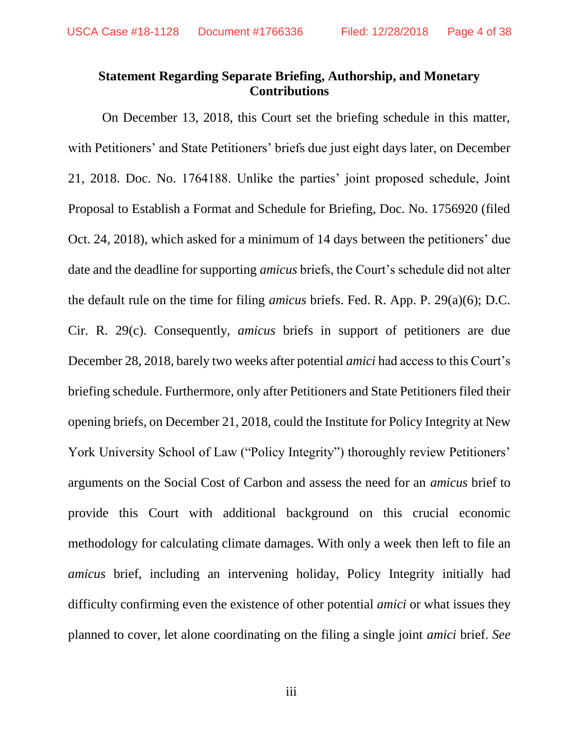## Statement Regarding Separate Briefing, Authorship, and Monetary Contributions

On December 13, 2018, this Court set the briefing schedule in this matter, with Petitioners' and State Petitioners' briefs due just eight days later, on December 21, 2018. Doc. No. 1764188. Unlike the parties' joint proposed schedule, Joint Proposal to Establish a Format and Schedule for Briefing, Doc. No. 1756920 (filed Oct. 24, 2018), which asked for a minimum of 14 days between the petitioners' due date and the deadline for supporting *amicus* briefs, the Court's schedule did not alter the default rule on the time for filing *amicus* briefs. Fed. R. App. P. 29(a)(6); D.C. Cir. R. 29(c). Consequently, *amicus* briefs in support of petitioners are due December 28, 2018, barely two weeks after potential *amici* had access to this Court's briefing schedule. Furthermore, only after Petitioners and State Petitioners filed their opening briefs, on December 21, 2018, could the Institute for Policy Integrity at New York University School of Law ("Policy Integrity") thoroughly review Petitioners' arguments on the Social Cost of Carbon and assess the need for an *amicus* brief to provide this Court with additional background on this crucial economic methodology for calculating climate damages. With only a week then left to file an *amicus* brief, including an intervening holiday, Policy Integrity initially had difficulty confirming even the existence of other potential *amici* or what issues they planned to cover, let alone coordinating on the filing a single joint *amici* brief. *See*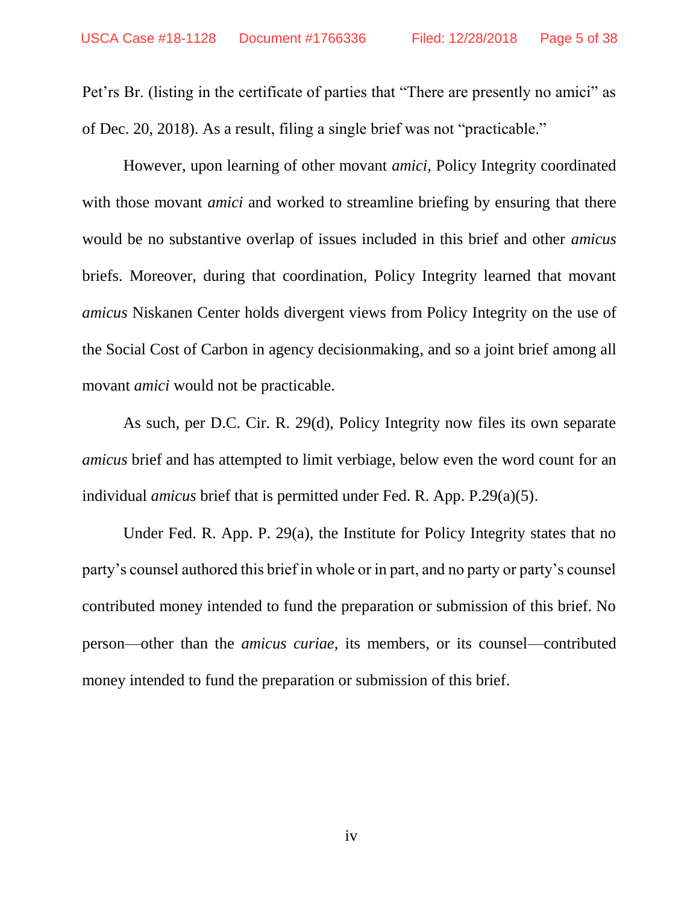Pet'rs Br. (listing in the certificate of parties that "There are presently no amici" as of Dec. 20, 2018). As a result, filing a single brief was not "practicable."

However, upon learning of other movant *amici*, Policy Integrity coordinated with those movant *amici* and worked to streamline briefing by ensuring that there would be no substantive overlap of issues included in this brief and other *amicus* briefs. Moreover, during that coordination, Policy Integrity learned that movant *amicus* Niskanen Center holds divergent views from Policy Integrity on the use of the Social Cost of Carbon in agency decisionmaking, and so a joint brief among all movant *amici* would not be practicable.

As such, per D.C. Cir. R. 29(d), Policy Integrity now files its own separate *amicus* brief and has attempted to limit verbiage, below even the word count for an individual *amicus* brief that is permitted under Fed. R. App. P.29(a)(5).

Under Fed. R. App. P. 29(a), the Institute for Policy Integrity states that no party's counsel authored this brief in whole or in part, and no party or party's counsel contributed money intended to fund the preparation or submission of this brief. No person—other than the *amicus curiae*, its members, or its counsel—contributed money intended to fund the preparation or submission of this brief.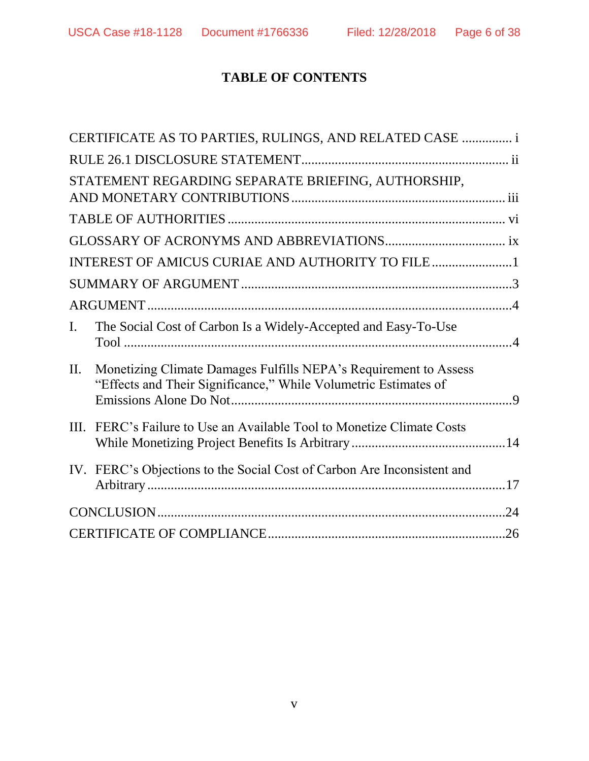# TABLE OF CONTENTS

CERTIFICATE AS TO PARTIES, RULINGS, AND RELATED CASE ............... i

RULE 26.1 DISCLOSURE STATEMENT............................................................. ii

STATEMENT REGARDING SEPARATE BRIEFING, AUTHORSHIP, AND MONETARY CONTRIBUTIONS ............................................................... iii

TABLE OF AUTHORITIES ................................................................................. vi

GLOSSARY OF ACRONYMS AND ABBREVIATIONS.................................... ix

INTEREST OF AMICUS CURIAE AND AUTHORITY TO FILE ........................1

SUMMARY OF ARGUMENT ................................................................................3

ARGUMENT ............................................................................................................4

I. The Social Cost of Carbon Is a Widely-Accepted and Easy-To-Use Tool ....................................................................................................................4

II. Monetizing Climate Damages Fulfills NEPA's Requirement to Assess "Effects and Their Significance," While Volumetric Estimates of Emissions Alone Do Not...................................................................................9

III. FERC's Failure to Use an Available Tool to Monetize Climate Costs While Monetizing Project Benefits Is Arbitrary .............................................14

IV. FERC's Objections to the Social Cost of Carbon Are Inconsistent and Arbitrary ..........................................................................................................17

CONCLUSION ......................................................................................................24

CERTIFICATE OF COMPLIANCE ......................................................................26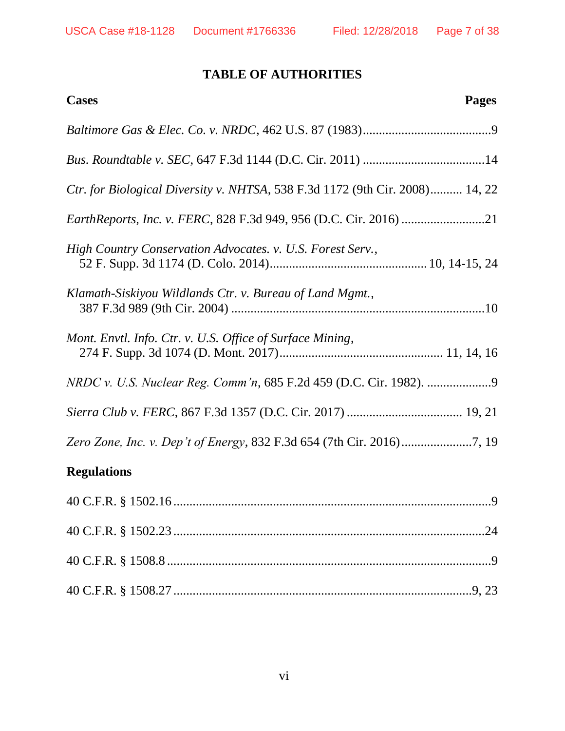# TABLE OF AUTHORITIES

**Cases** **Pages**

*Baltimore Gas & Elec. Co. v. NRDC*, 462 U.S. 87 (1983)........................................9

*Bus. Roundtable v. SEC*, 647 F.3d 1144 (D.C. Cir. 2011) ......................................14

*Ctr. for Biological Diversity v. NHTSA*, 538 F.3d 1172 (9th Cir. 2008).......... 14, 22

*EarthReports, Inc. v. FERC*, 828 F.3d 949, 956 (D.C. Cir. 2016) ..........................21

*High Country Conservation Advocates. v. U.S. Forest Serv.*,
52 F. Supp. 3d 1174 (D. Colo. 2014)................................................. 10, 14-15, 24

*Klamath-Siskiyou Wildlands Ctr. v. Bureau of Land Mgmt.*,
387 F.3d 989 (9th Cir. 2004) ...............................................................................10

*Mont. Envtl. Info. Ctr. v. U.S. Office of Surface Mining*,
274 F. Supp. 3d 1074 (D. Mont. 2017).................................................. 11, 14, 16

*NRDC v. U.S. Nuclear Reg. Comm'n*, 685 F.2d 459 (D.C. Cir. 1982). ....................9

*Sierra Club v. FERC*, 867 F.3d 1357 (D.C. Cir. 2017) .................................... 19, 21

*Zero Zone, Inc. v. Dep't of Energy*, 832 F.3d 654 (7th Cir. 2016)......................7, 19

**Regulations**

40 C.F.R. § 1502.16 ...................................................................................................9

40 C.F.R. § 1502.23 .................................................................................................24

40 C.F.R. § 1508.8 .....................................................................................................9

40 C.F.R. § 1508.27 .............................................................................................9, 23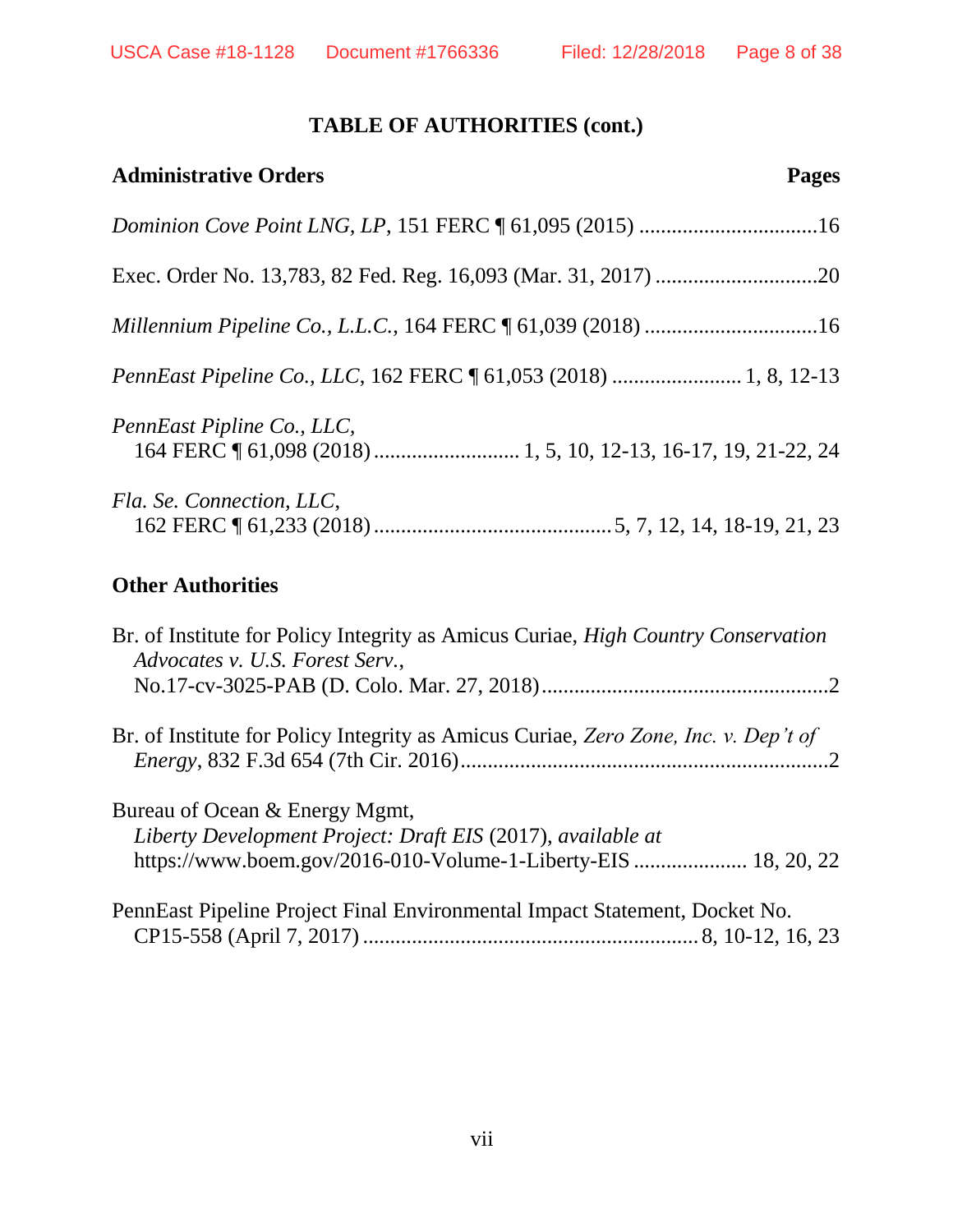## TABLE OF AUTHORITIES (cont.)

**Administrative Orders** **Pages**

*Dominion Cove Point LNG, LP*, 151 FERC ¶ 61,095 (2015) .................................16

Exec. Order No. 13,783, 82 Fed. Reg. 16,093 (Mar. 31, 2017) ..............................20

*Millennium Pipeline Co., L.L.C.*, 164 FERC ¶ 61,039 (2018) ................................16

*PennEast Pipeline Co., LLC*, 162 FERC ¶ 61,053 (2018) ........................ 1, 8, 12-13

*PennEast Pipline Co., LLC*, 164 FERC ¶ 61,098 (2018) ........................... 1, 5, 10, 12-13, 16-17, 19, 21-22, 24

*Fla. Se. Connection, LLC*, 162 FERC ¶ 61,233 (2018) ............................................5, 7, 12, 14, 18-19, 21, 23

**Other Authorities**

Br. of Institute for Policy Integrity as Amicus Curiae, *High Country Conservation Advocates v. U.S. Forest Serv.*, No.17-cv-3025-PAB (D. Colo. Mar. 27, 2018).....................................................2

Br. of Institute for Policy Integrity as Amicus Curiae, *Zero Zone, Inc. v. Dep't of Energy*, 832 F.3d 654 (7th Cir. 2016)...................................................................2

Bureau of Ocean & Energy Mgmt, *Liberty Development Project: Draft EIS* (2017), *available at* https://www.boem.gov/2016-010-Volume-1-Liberty-EIS ..................... 18, 20, 22

PennEast Pipeline Project Final Environmental Impact Statement, Docket No. CP15-558 (April 7, 2017) ............................................................. 8, 10-12, 16, 23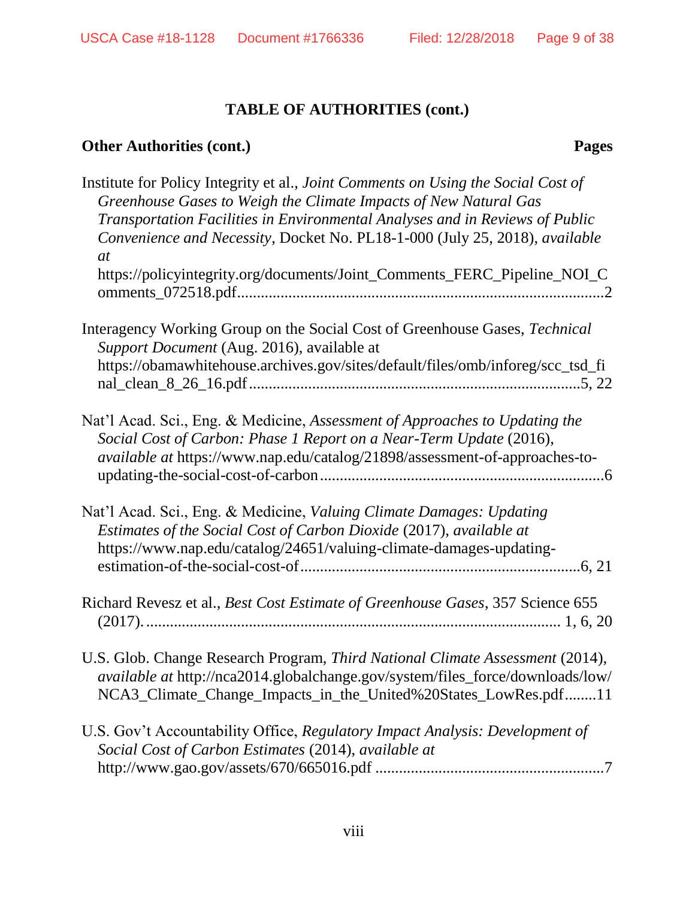## TABLE OF AUTHORITIES (cont.)

**Other Authorities (cont.)** **Pages**

Institute for Policy Integrity et al., *Joint Comments on Using the Social Cost of Greenhouse Gases to Weigh the Climate Impacts of New Natural Gas Transportation Facilities in Environmental Analyses and in Reviews of Public Convenience and Necessity*, Docket No. PL18-1-000 (July 25, 2018), *available at* https://policyintegrity.org/documents/Joint_Comments_FERC_Pipeline_NOI_Comments_072518.pdf..........................................................................................2

Interagency Working Group on the Social Cost of Greenhouse Gases, *Technical Support Document* (Aug. 2016), available at https://obamawhitehouse.archives.gov/sites/default/files/omb/inforeg/scc_tsd_final_clean_8_26_16.pdf..................................................................................5, 22

Nat'l Acad. Sci., Eng. & Medicine, *Assessment of Approaches to Updating the Social Cost of Carbon: Phase 1 Report on a Near-Term Update* (2016), *available at* https://www.nap.edu/catalog/21898/assessment-of-approaches-to-updating-the-social-cost-of-carbon.......................................................................6

Nat'l Acad. Sci., Eng. & Medicine, *Valuing Climate Damages: Updating Estimates of the Social Cost of Carbon Dioxide* (2017), *available at* https://www.nap.edu/catalog/24651/valuing-climate-damages-updating-estimation-of-the-social-cost-of......................................................................6, 21

Richard Revesz et al., *Best Cost Estimate of Greenhouse Gases*, 357 Science 655 (2017)........................................................................................................ 1, 6, 20

U.S. Glob. Change Research Program, *Third National Climate Assessment* (2014), *available at* http://nca2014.globalchange.gov/system/files_force/downloads/low/NCA3_Climate_Change_Impacts_in_the_United%20States_LowRes.pdf........11

U.S. Gov't Accountability Office, *Regulatory Impact Analysis: Development of Social Cost of Carbon Estimates* (2014), *available at* http://www.gao.gov/assets/670/665016.pdf .........................................................7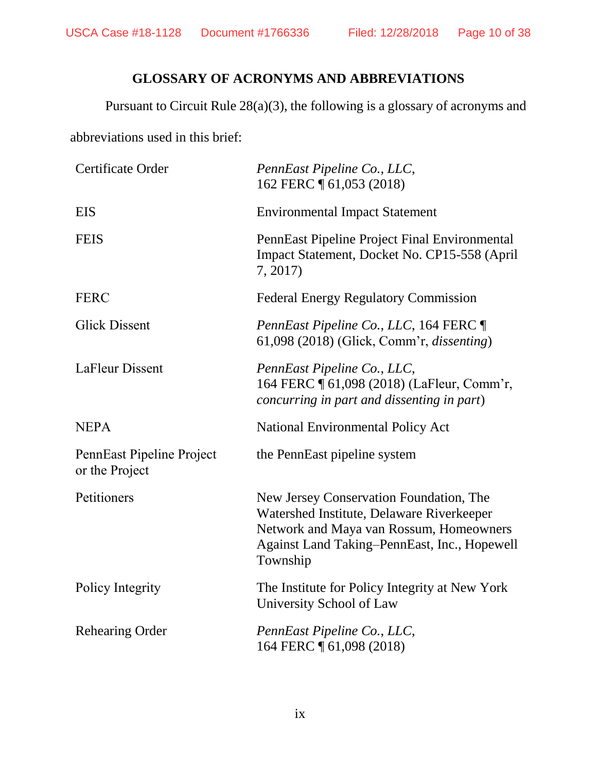## GLOSSARY OF ACRONYMS AND ABBREVIATIONS

Pursuant to Circuit Rule 28(a)(3), the following is a glossary of acronyms and abbreviations used in this brief:

| | |
|---|---|
| Certificate Order | *PennEast Pipeline Co., LLC*, 162 FERC ¶ 61,053 (2018) |
| EIS | Environmental Impact Statement |
| FEIS | PennEast Pipeline Project Final Environmental Impact Statement, Docket No. CP15-558 (April 7, 2017) |
| FERC | Federal Energy Regulatory Commission |
| Glick Dissent | *PennEast Pipeline Co., LLC*, 164 FERC ¶ 61,098 (2018) (Glick, Comm'r, *dissenting*) |
| LaFleur Dissent | *PennEast Pipeline Co., LLC*, 164 FERC ¶ 61,098 (2018) (LaFleur, Comm'r, *concurring in part and dissenting in part*) |
| NEPA | National Environmental Policy Act |
| PennEast Pipeline Project or the Project | the PennEast pipeline system |
| Petitioners | New Jersey Conservation Foundation, The Watershed Institute, Delaware Riverkeeper Network and Maya van Rossum, Homeowners Against Land Taking–PennEast, Inc., Hopewell Township |
| Policy Integrity | The Institute for Policy Integrity at New York University School of Law |
| Rehearing Order | *PennEast Pipeline Co., LLC*, 164 FERC ¶ 61,098 (2018) |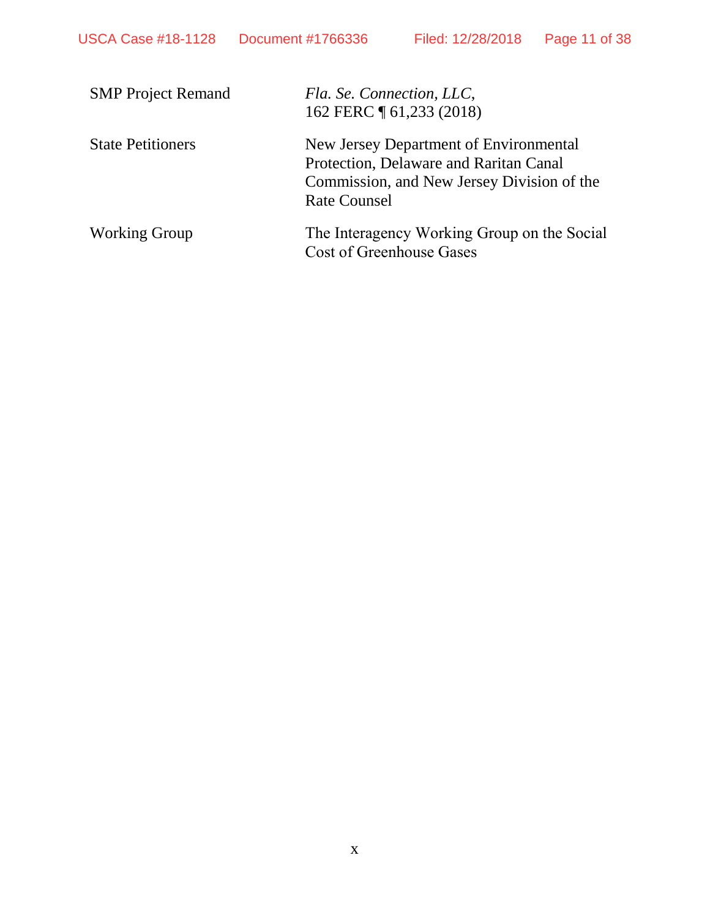| | |
|---|---|
| SMP Project Remand | *Fla. Se. Connection, LLC*, 162 FERC ¶ 61,233 (2018) |
| State Petitioners | New Jersey Department of Environmental Protection, Delaware and Raritan Canal Commission, and New Jersey Division of the Rate Counsel |
| Working Group | The Interagency Working Group on the Social Cost of Greenhouse Gases |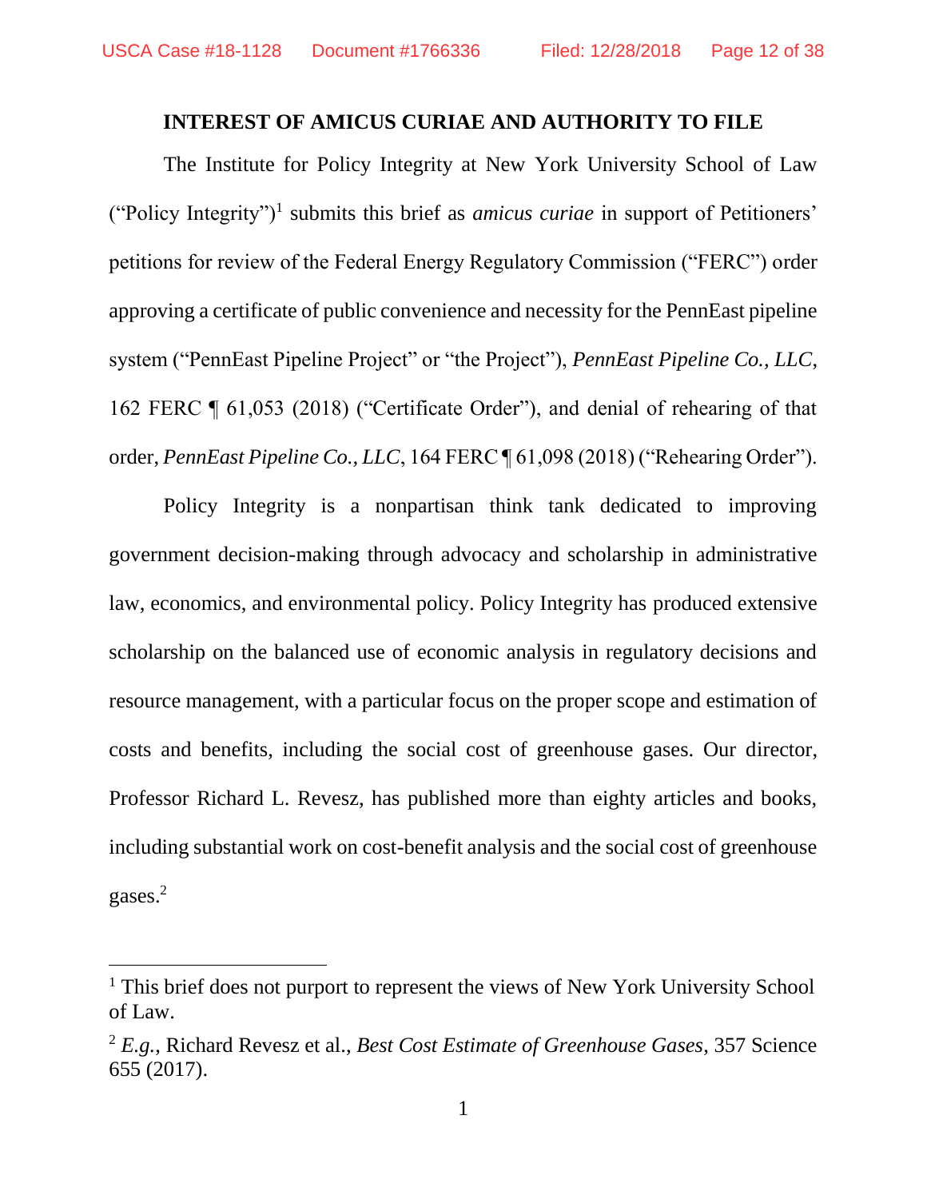## INTEREST OF AMICUS CURIAE AND AUTHORITY TO FILE

The Institute for Policy Integrity at New York University School of Law ("Policy Integrity")[1] submits this brief as *amicus curiae* in support of Petitioners' petitions for review of the Federal Energy Regulatory Commission ("FERC") order approving a certificate of public convenience and necessity for the PennEast pipeline system ("PennEast Pipeline Project" or "the Project"), *PennEast Pipeline Co., LLC*, 162 FERC ¶ 61,053 (2018) ("Certificate Order"), and denial of rehearing of that order, *PennEast Pipeline Co., LLC*, 164 FERC ¶ 61,098 (2018) ("Rehearing Order").

Policy Integrity is a nonpartisan think tank dedicated to improving government decision-making through advocacy and scholarship in administrative law, economics, and environmental policy. Policy Integrity has produced extensive scholarship on the balanced use of economic analysis in regulatory decisions and resource management, with a particular focus on the proper scope and estimation of costs and benefits, including the social cost of greenhouse gases. Our director, Professor Richard L. Revesz, has published more than eighty articles and books, including substantial work on cost-benefit analysis and the social cost of greenhouse gases.[2]

---

[1] This brief does not purport to represent the views of New York University School of Law.

[2] *E.g.*, Richard Revesz et al., *Best Cost Estimate of Greenhouse Gases*, 357 Science 655 (2017).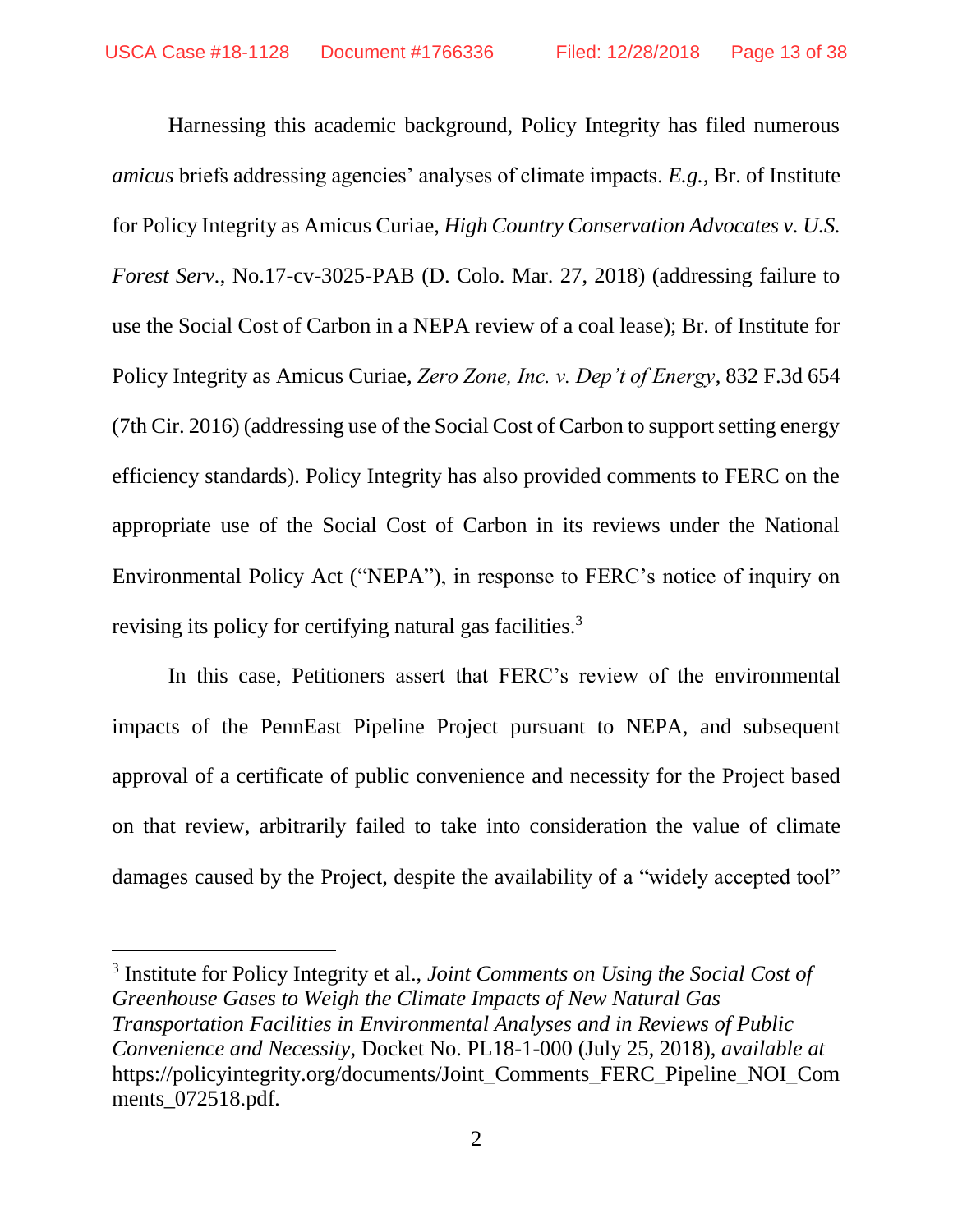Harnessing this academic background, Policy Integrity has filed numerous *amicus* briefs addressing agencies' analyses of climate impacts. *E.g.*, Br. of Institute for Policy Integrity as Amicus Curiae, *High Country Conservation Advocates v. U.S. Forest Serv.*, No.17-cv-3025-PAB (D. Colo. Mar. 27, 2018) (addressing failure to use the Social Cost of Carbon in a NEPA review of a coal lease); Br. of Institute for Policy Integrity as Amicus Curiae, *Zero Zone, Inc. v. Dep't of Energy*, 832 F.3d 654 (7th Cir. 2016) (addressing use of the Social Cost of Carbon to support setting energy efficiency standards). Policy Integrity has also provided comments to FERC on the appropriate use of the Social Cost of Carbon in its reviews under the National Environmental Policy Act ("NEPA"), in response to FERC's notice of inquiry on revising its policy for certifying natural gas facilities.[3]

In this case, Petitioners assert that FERC's review of the environmental impacts of the PennEast Pipeline Project pursuant to NEPA, and subsequent approval of a certificate of public convenience and necessity for the Project based on that review, arbitrarily failed to take into consideration the value of climate damages caused by the Project, despite the availability of a "widely accepted tool"

---

[3] Institute for Policy Integrity et al., *Joint Comments on Using the Social Cost of Greenhouse Gases to Weigh the Climate Impacts of New Natural Gas Transportation Facilities in Environmental Analyses and in Reviews of Public Convenience and Necessity*, Docket No. PL18-1-000 (July 25, 2018), *available at* https://policyintegrity.org/documents/Joint_Comments_FERC_Pipeline_NOI_Comments_072518.pdf.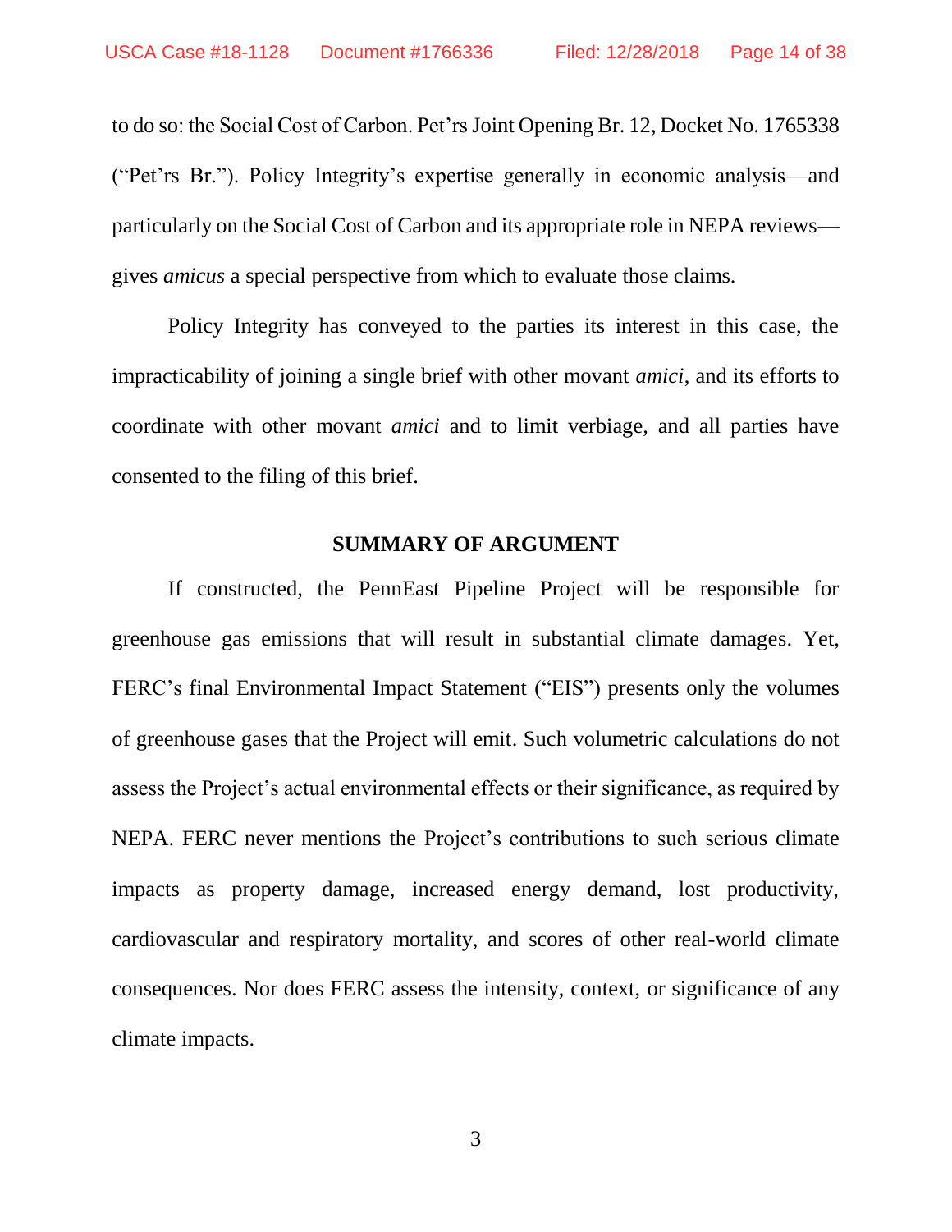to do so: the Social Cost of Carbon. Pet'rs Joint Opening Br. 12, Docket No. 1765338 ("Pet'rs Br."). Policy Integrity's expertise generally in economic analysis—and particularly on the Social Cost of Carbon and its appropriate role in NEPA reviews—gives *amicus* a special perspective from which to evaluate those claims.

Policy Integrity has conveyed to the parties its interest in this case, the impracticability of joining a single brief with other movant *amici*, and its efforts to coordinate with other movant *amici* and to limit verbiage, and all parties have consented to the filing of this brief.

## SUMMARY OF ARGUMENT

If constructed, the PennEast Pipeline Project will be responsible for greenhouse gas emissions that will result in substantial climate damages. Yet, FERC's final Environmental Impact Statement ("EIS") presents only the volumes of greenhouse gases that the Project will emit. Such volumetric calculations do not assess the Project's actual environmental effects or their significance, as required by NEPA. FERC never mentions the Project's contributions to such serious climate impacts as property damage, increased energy demand, lost productivity, cardiovascular and respiratory mortality, and scores of other real-world climate consequences. Nor does FERC assess the intensity, context, or significance of any climate impacts.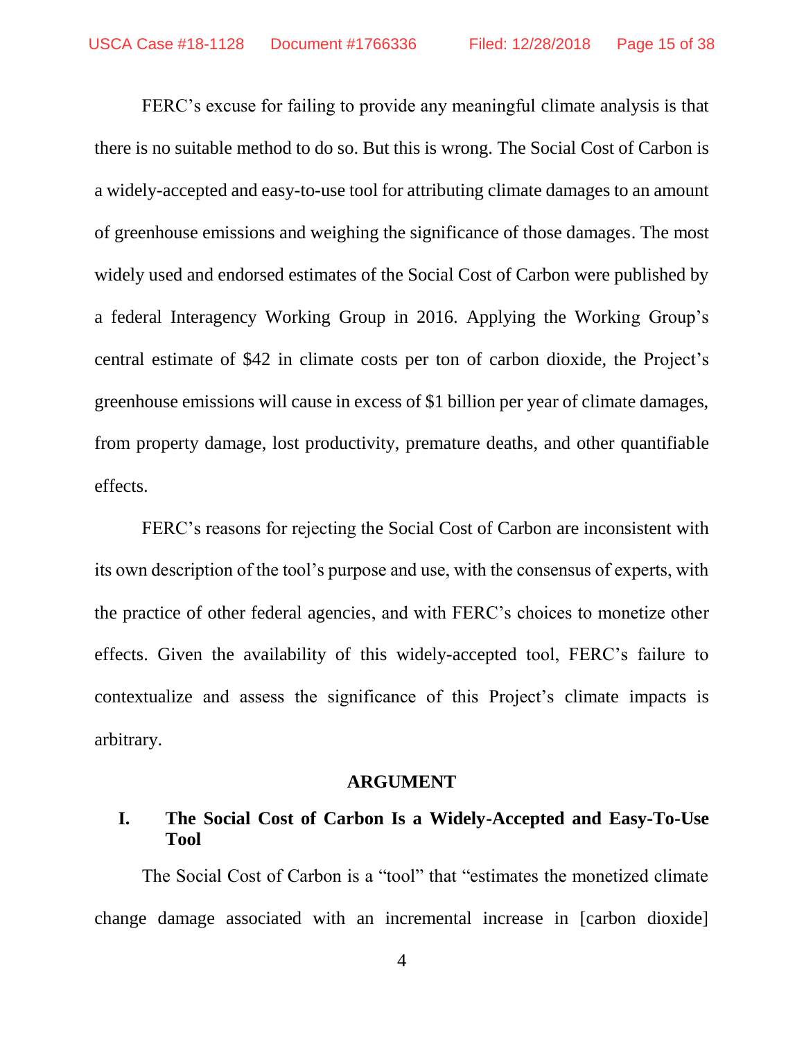FERC's excuse for failing to provide any meaningful climate analysis is that there is no suitable method to do so. But this is wrong. The Social Cost of Carbon is a widely-accepted and easy-to-use tool for attributing climate damages to an amount of greenhouse emissions and weighing the significance of those damages. The most widely used and endorsed estimates of the Social Cost of Carbon were published by a federal Interagency Working Group in 2016. Applying the Working Group's central estimate of $42 in climate costs per ton of carbon dioxide, the Project's greenhouse emissions will cause in excess of $1 billion per year of climate damages, from property damage, lost productivity, premature deaths, and other quantifiable effects.

FERC's reasons for rejecting the Social Cost of Carbon are inconsistent with its own description of the tool's purpose and use, with the consensus of experts, with the practice of other federal agencies, and with FERC's choices to monetize other effects. Given the availability of this widely-accepted tool, FERC's failure to contextualize and assess the significance of this Project's climate impacts is arbitrary.

## ARGUMENT

### I. The Social Cost of Carbon Is a Widely-Accepted and Easy-To-Use Tool

The Social Cost of Carbon is a "tool" that "estimates the monetized climate change damage associated with an incremental increase in [carbon dioxide]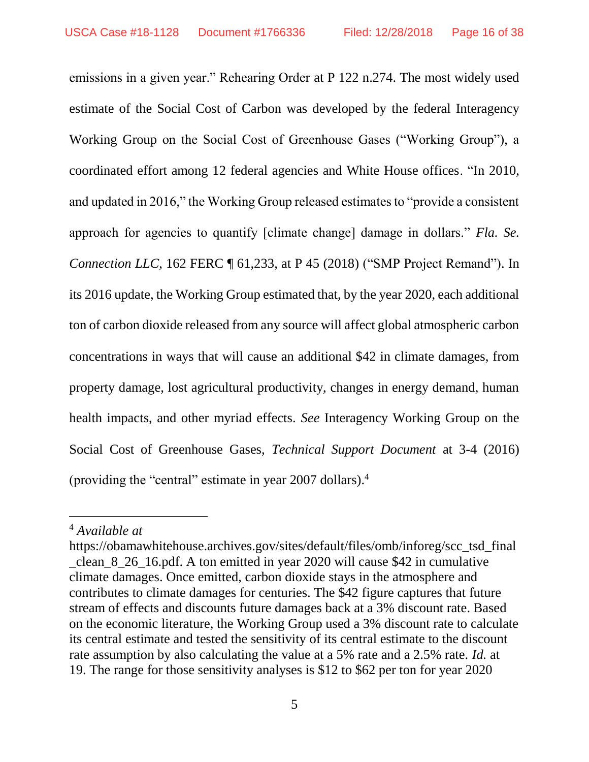emissions in a given year." Rehearing Order at P 122 n.274. The most widely used estimate of the Social Cost of Carbon was developed by the federal Interagency Working Group on the Social Cost of Greenhouse Gases ("Working Group"), a coordinated effort among 12 federal agencies and White House offices. "In 2010, and updated in 2016," the Working Group released estimates to "provide a consistent approach for agencies to quantify [climate change] damage in dollars." *Fla. Se. Connection LLC*, 162 FERC ¶ 61,233, at P 45 (2018) ("SMP Project Remand"). In its 2016 update, the Working Group estimated that, by the year 2020, each additional ton of carbon dioxide released from any source will affect global atmospheric carbon concentrations in ways that will cause an additional $42 in climate damages, from property damage, lost agricultural productivity, changes in energy demand, human health impacts, and other myriad effects. *See* Interagency Working Group on the Social Cost of Greenhouse Gases, *Technical Support Document* at 3-4 (2016) (providing the "central" estimate in year 2007 dollars).[4]

---

[4] *Available at* https://obamawhitehouse.archives.gov/sites/default/files/omb/inforeg/scc_tsd_final_clean_8_26_16.pdf. A ton emitted in year 2020 will cause $42 in cumulative climate damages. Once emitted, carbon dioxide stays in the atmosphere and contributes to climate damages for centuries. The $42 figure captures that future stream of effects and discounts future damages back at a 3% discount rate. Based on the economic literature, the Working Group used a 3% discount rate to calculate its central estimate and tested the sensitivity of its central estimate to the discount rate assumption by also calculating the value at a 5% rate and a 2.5% rate. *Id.* at 19. The range for those sensitivity analyses is $12 to $62 per ton for year 2020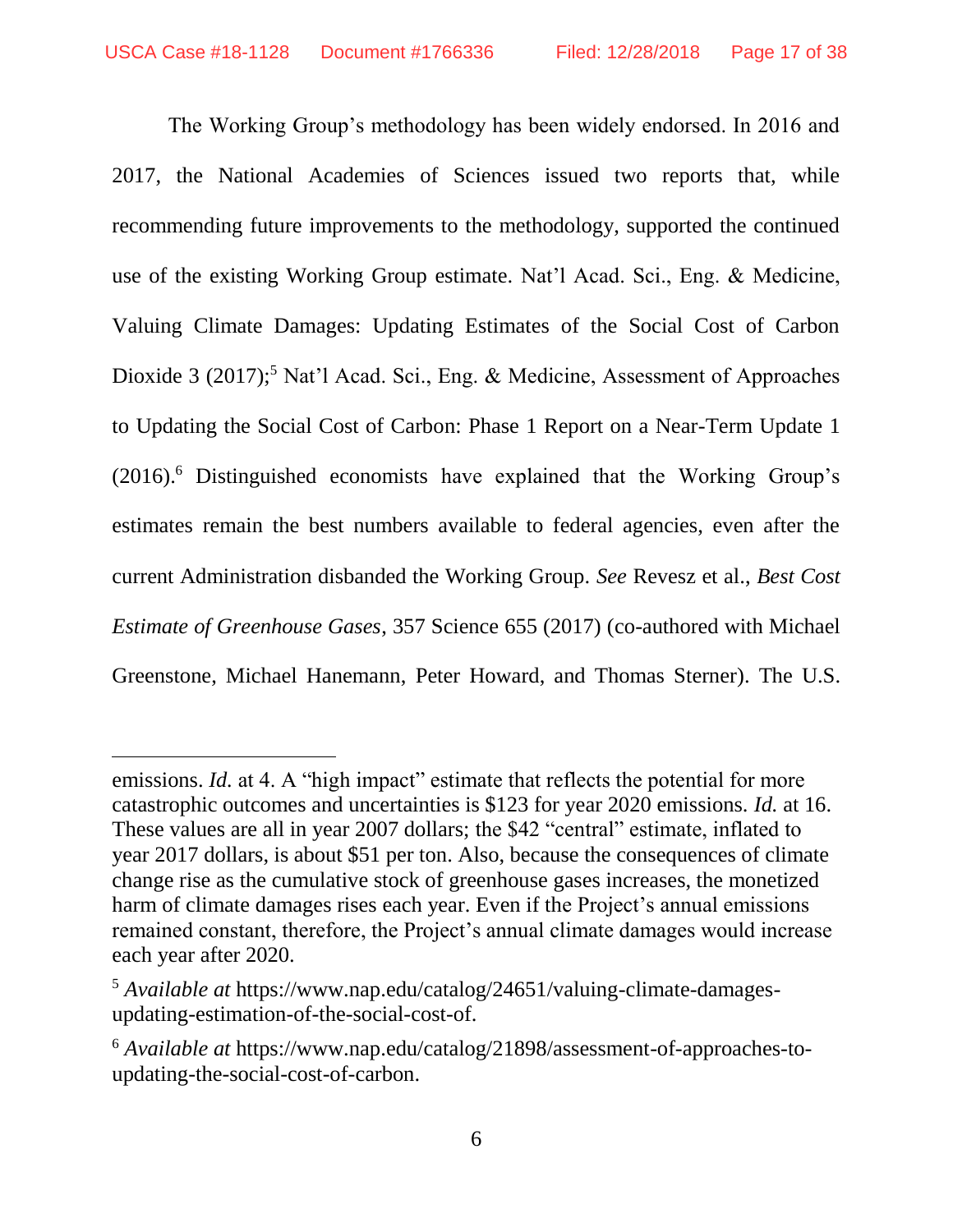The Working Group's methodology has been widely endorsed. In 2016 and 2017, the National Academies of Sciences issued two reports that, while recommending future improvements to the methodology, supported the continued use of the existing Working Group estimate. Nat'l Acad. Sci., Eng. & Medicine, Valuing Climate Damages: Updating Estimates of the Social Cost of Carbon Dioxide 3 (2017);[5] Nat'l Acad. Sci., Eng. & Medicine, Assessment of Approaches to Updating the Social Cost of Carbon: Phase 1 Report on a Near-Term Update 1 (2016).[6] Distinguished economists have explained that the Working Group's estimates remain the best numbers available to federal agencies, even after the current Administration disbanded the Working Group. *See* Revesz et al., *Best Cost Estimate of Greenhouse Gases*, 357 Science 655 (2017) (co-authored with Michael Greenstone, Michael Hanemann, Peter Howard, and Thomas Sterner). The U.S.

---

emissions. *Id.* at 4. A "high impact" estimate that reflects the potential for more catastrophic outcomes and uncertainties is $123 for year 2020 emissions. *Id.* at 16. These values are all in year 2007 dollars; the $42 "central" estimate, inflated to year 2017 dollars, is about $51 per ton. Also, because the consequences of climate change rise as the cumulative stock of greenhouse gases increases, the monetized harm of climate damages rises each year. Even if the Project's annual emissions remained constant, therefore, the Project's annual climate damages would increase each year after 2020.

[5] *Available at* https://www.nap.edu/catalog/24651/valuing-climate-damages-updating-estimation-of-the-social-cost-of.

[6] *Available at* https://www.nap.edu/catalog/21898/assessment-of-approaches-to-updating-the-social-cost-of-carbon.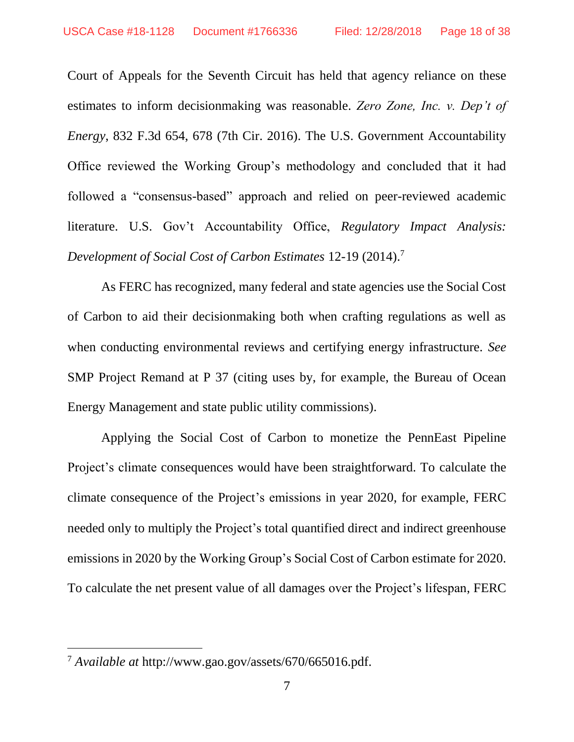Court of Appeals for the Seventh Circuit has held that agency reliance on these estimates to inform decisionmaking was reasonable. *Zero Zone, Inc. v. Dep't of Energy*, 832 F.3d 654, 678 (7th Cir. 2016). The U.S. Government Accountability Office reviewed the Working Group's methodology and concluded that it had followed a "consensus-based" approach and relied on peer-reviewed academic literature. U.S. Gov't Accountability Office, *Regulatory Impact Analysis: Development of Social Cost of Carbon Estimates* 12-19 (2014).[7]

As FERC has recognized, many federal and state agencies use the Social Cost of Carbon to aid their decisionmaking both when crafting regulations as well as when conducting environmental reviews and certifying energy infrastructure. *See* SMP Project Remand at P 37 (citing uses by, for example, the Bureau of Ocean Energy Management and state public utility commissions).

Applying the Social Cost of Carbon to monetize the PennEast Pipeline Project's climate consequences would have been straightforward. To calculate the climate consequence of the Project's emissions in year 2020, for example, FERC needed only to multiply the Project's total quantified direct and indirect greenhouse emissions in 2020 by the Working Group's Social Cost of Carbon estimate for 2020. To calculate the net present value of all damages over the Project's lifespan, FERC

---

[7] *Available at* http://www.gao.gov/assets/670/665016.pdf.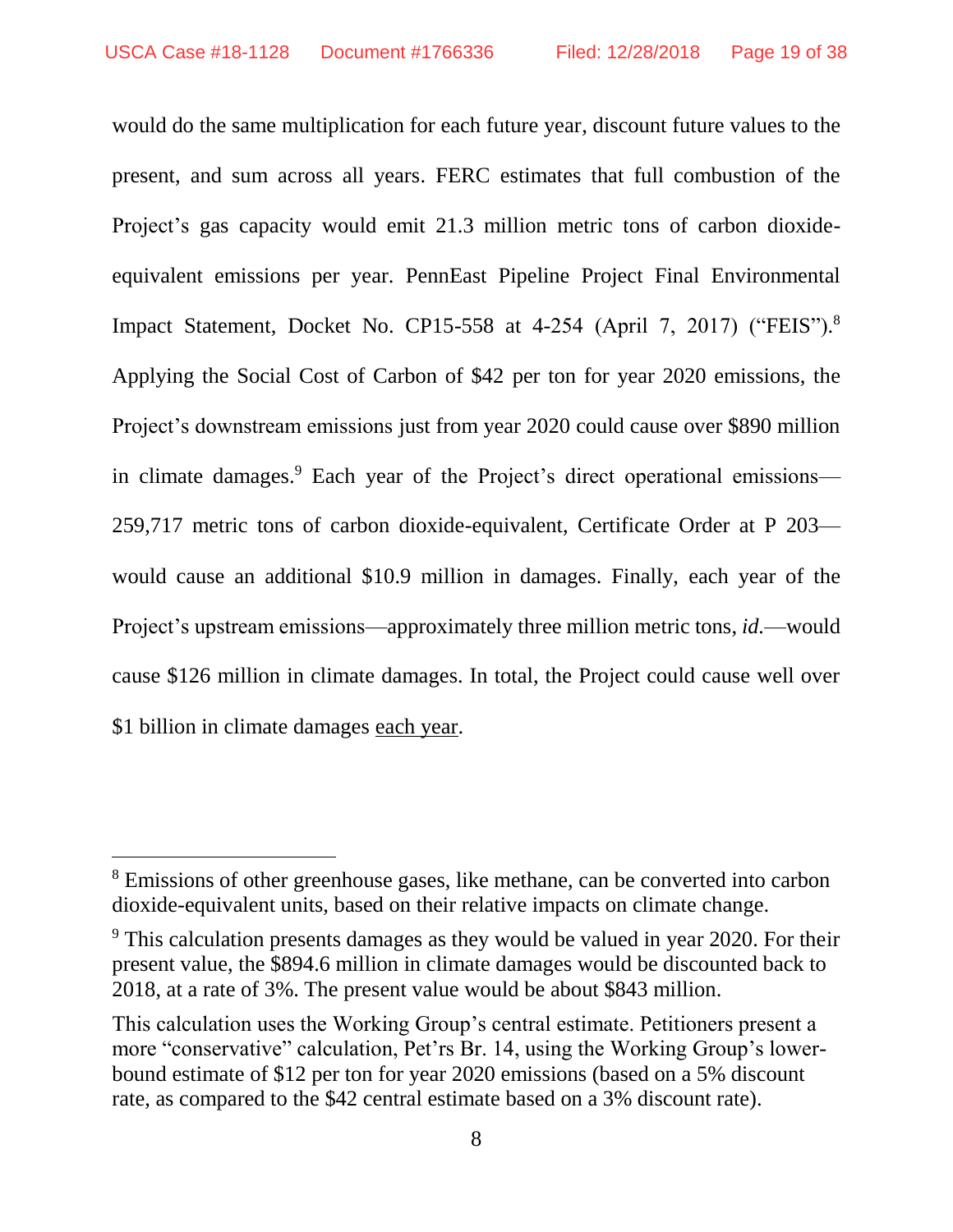would do the same multiplication for each future year, discount future values to the present, and sum across all years. FERC estimates that full combustion of the Project's gas capacity would emit 21.3 million metric tons of carbon dioxide-equivalent emissions per year. PennEast Pipeline Project Final Environmental Impact Statement, Docket No. CP15-558 at 4-254 (April 7, 2017) ("FEIS").[8] Applying the Social Cost of Carbon of $42 per ton for year 2020 emissions, the Project's downstream emissions just from year 2020 could cause over $890 million in climate damages.[9] Each year of the Project's direct operational emissions—259,717 metric tons of carbon dioxide-equivalent, Certificate Order at P 203—would cause an additional $10.9 million in damages. Finally, each year of the Project's upstream emissions—approximately three million metric tons, *id.*—would cause $126 million in climate damages. In total, the Project could cause well over $1 billion in climate damages <u>each year</u>.

---

[8] Emissions of other greenhouse gases, like methane, can be converted into carbon dioxide-equivalent units, based on their relative impacts on climate change.

[9] This calculation presents damages as they would be valued in year 2020. For their present value, the $894.6 million in climate damages would be discounted back to 2018, at a rate of 3%. The present value would be about $843 million.

This calculation uses the Working Group's central estimate. Petitioners present a more "conservative" calculation, Pet'rs Br. 14, using the Working Group's lower-bound estimate of $12 per ton for year 2020 emissions (based on a 5% discount rate, as compared to the $42 central estimate based on a 3% discount rate).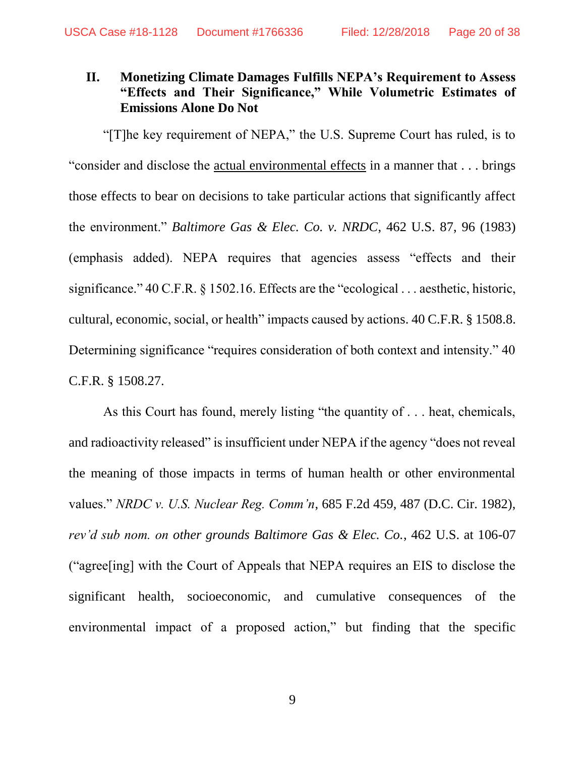## II. Monetizing Climate Damages Fulfills NEPA's Requirement to Assess "Effects and Their Significance," While Volumetric Estimates of Emissions Alone Do Not

"[T]he key requirement of NEPA," the U.S. Supreme Court has ruled, is to "consider and disclose the <u>actual environmental effects</u> in a manner that . . . brings those effects to bear on decisions to take particular actions that significantly affect the environment." *Baltimore Gas & Elec. Co. v. NRDC*, 462 U.S. 87, 96 (1983) (emphasis added). NEPA requires that agencies assess "effects and their significance." 40 C.F.R. § 1502.16. Effects are the "ecological . . . aesthetic, historic, cultural, economic, social, or health" impacts caused by actions. 40 C.F.R. § 1508.8. Determining significance "requires consideration of both context and intensity." 40 C.F.R. § 1508.27.

As this Court has found, merely listing "the quantity of . . . heat, chemicals, and radioactivity released" is insufficient under NEPA if the agency "does not reveal the meaning of those impacts in terms of human health or other environmental values." *NRDC v. U.S. Nuclear Reg. Comm'n*, 685 F.2d 459, 487 (D.C. Cir. 1982), *rev'd sub nom. on other grounds Baltimore Gas & Elec. Co.*, 462 U.S. at 106-07 ("agree[ing] with the Court of Appeals that NEPA requires an EIS to disclose the significant health, socioeconomic, and cumulative consequences of the environmental impact of a proposed action," but finding that the specific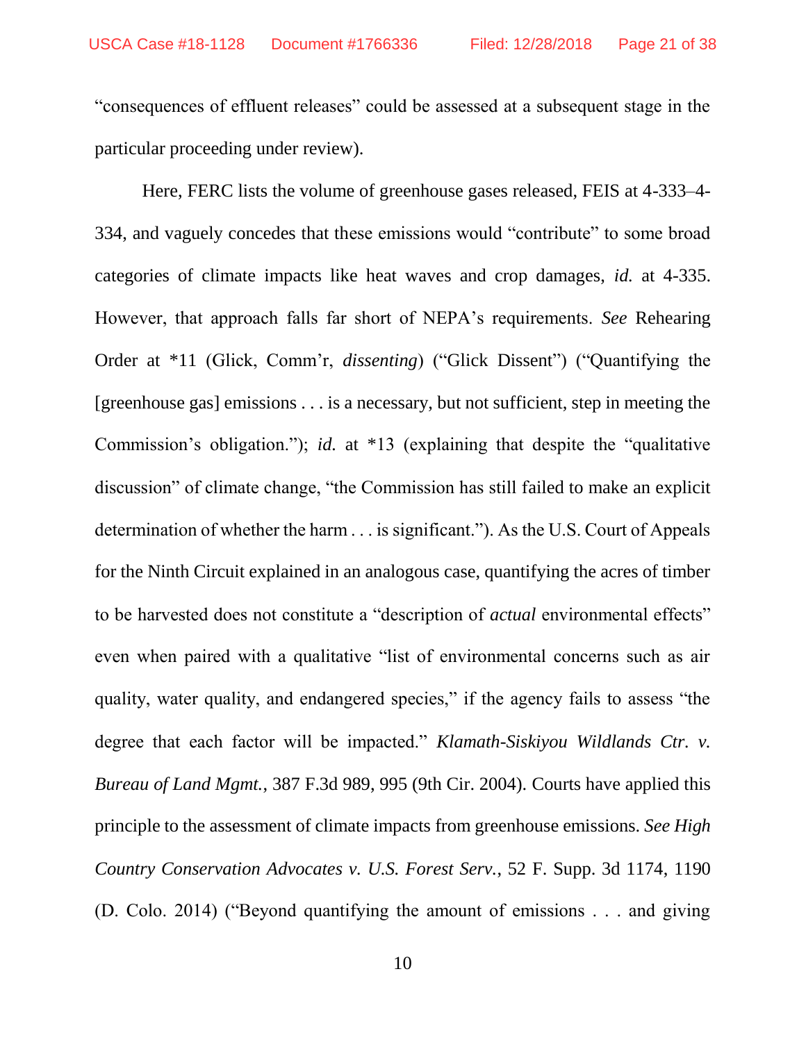"consequences of effluent releases" could be assessed at a subsequent stage in the particular proceeding under review).

Here, FERC lists the volume of greenhouse gases released, FEIS at 4-333–4-334, and vaguely concedes that these emissions would "contribute" to some broad categories of climate impacts like heat waves and crop damages, *id.* at 4-335. However, that approach falls far short of NEPA's requirements. *See* Rehearing Order at *11 (Glick, Comm'r, *dissenting*) ("Glick Dissent") ("Quantifying the [greenhouse gas] emissions . . . is a necessary, but not sufficient, step in meeting the Commission's obligation."); *id.* at *13 (explaining that despite the "qualitative discussion" of climate change, "the Commission has still failed to make an explicit determination of whether the harm . . . is significant."). As the U.S. Court of Appeals for the Ninth Circuit explained in an analogous case, quantifying the acres of timber to be harvested does not constitute a "description of *actual* environmental effects" even when paired with a qualitative "list of environmental concerns such as air quality, water quality, and endangered species," if the agency fails to assess "the degree that each factor will be impacted." *Klamath-Siskiyou Wildlands Ctr. v. Bureau of Land Mgmt.*, 387 F.3d 989, 995 (9th Cir. 2004). Courts have applied this principle to the assessment of climate impacts from greenhouse emissions. *See High Country Conservation Advocates v. U.S. Forest Serv.*, 52 F. Supp. 3d 1174, 1190 (D. Colo. 2014) ("Beyond quantifying the amount of emissions . . . and giving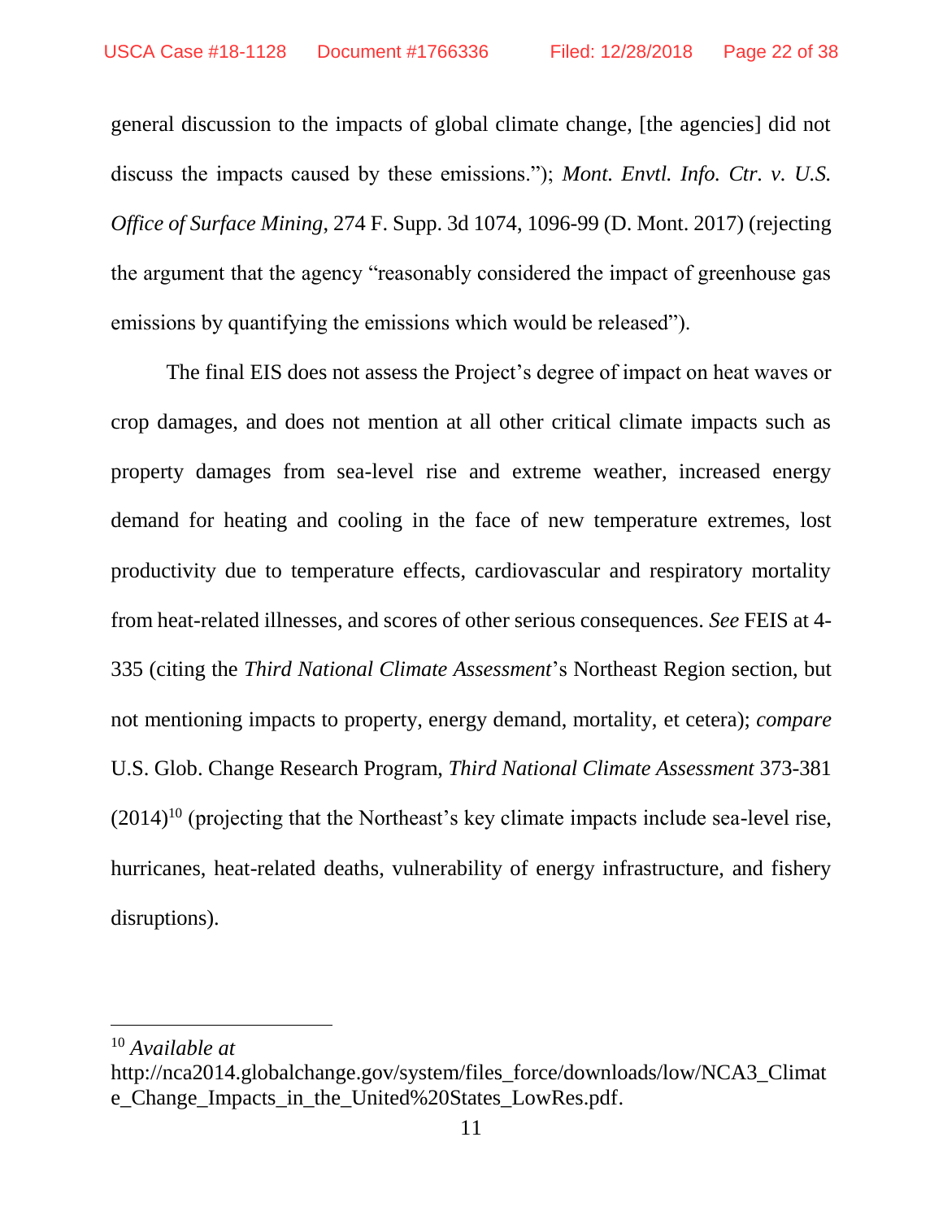general discussion to the impacts of global climate change, [the agencies] did not discuss the impacts caused by these emissions."); *Mont. Envtl. Info. Ctr. v. U.S. Office of Surface Mining*, 274 F. Supp. 3d 1074, 1096-99 (D. Mont. 2017) (rejecting the argument that the agency "reasonably considered the impact of greenhouse gas emissions by quantifying the emissions which would be released").

The final EIS does not assess the Project's degree of impact on heat waves or crop damages, and does not mention at all other critical climate impacts such as property damages from sea-level rise and extreme weather, increased energy demand for heating and cooling in the face of new temperature extremes, lost productivity due to temperature effects, cardiovascular and respiratory mortality from heat-related illnesses, and scores of other serious consequences. *See* FEIS at 4-335 (citing the *Third National Climate Assessment*'s Northeast Region section, but not mentioning impacts to property, energy demand, mortality, et cetera); *compare* U.S. Glob. Change Research Program, *Third National Climate Assessment* 373-381 (2014)[10] (projecting that the Northeast's key climate impacts include sea-level rise, hurricanes, heat-related deaths, vulnerability of energy infrastructure, and fishery disruptions).

---

[10] *Available at* http://nca2014.globalchange.gov/system/files_force/downloads/low/NCA3_Climate_Change_Impacts_in_the_United%20States_LowRes.pdf.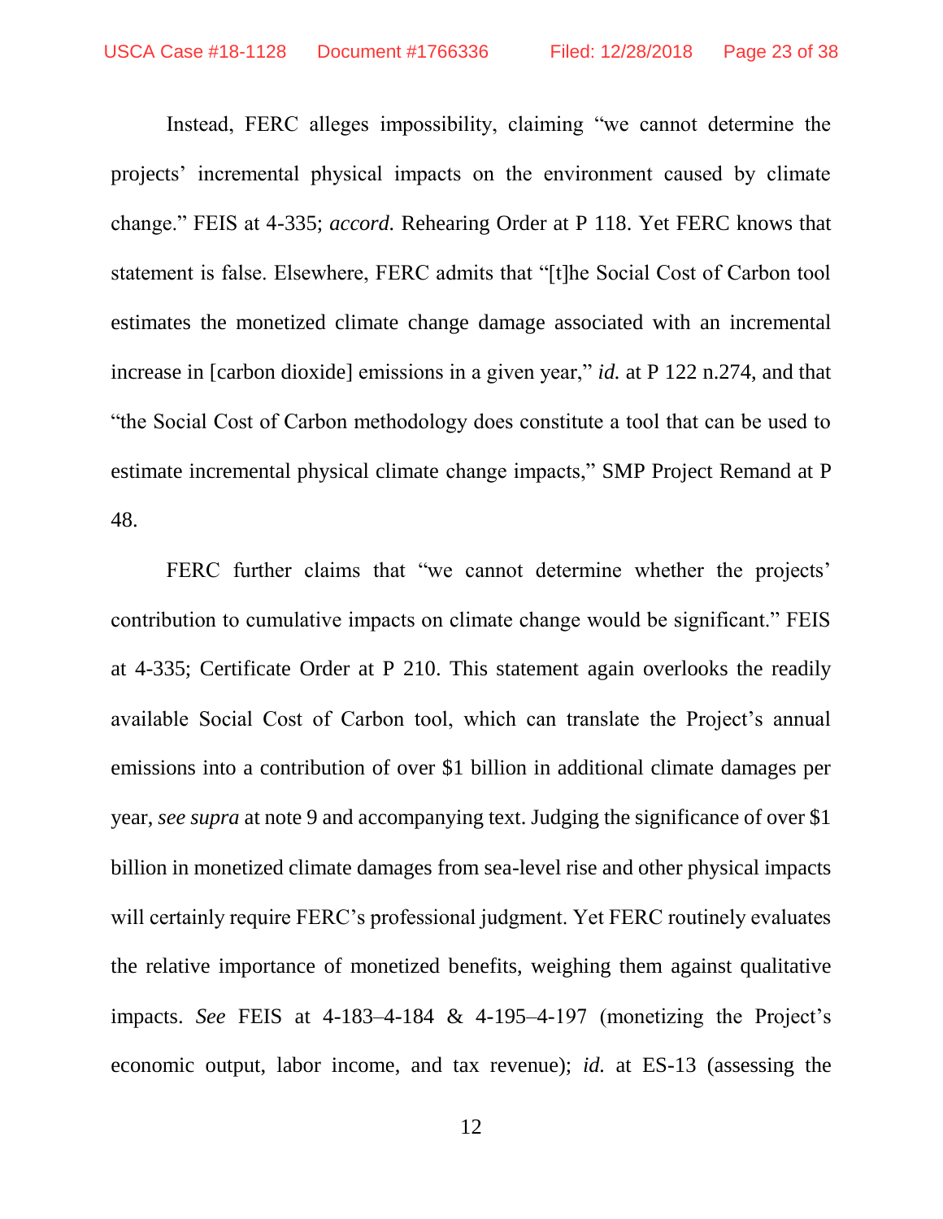Instead, FERC alleges impossibility, claiming "we cannot determine the projects' incremental physical impacts on the environment caused by climate change." FEIS at 4-335; *accord.* Rehearing Order at P 118. Yet FERC knows that statement is false. Elsewhere, FERC admits that "[t]he Social Cost of Carbon tool estimates the monetized climate change damage associated with an incremental increase in [carbon dioxide] emissions in a given year," *id.* at P 122 n.274, and that "the Social Cost of Carbon methodology does constitute a tool that can be used to estimate incremental physical climate change impacts," SMP Project Remand at P 48.

FERC further claims that "we cannot determine whether the projects' contribution to cumulative impacts on climate change would be significant." FEIS at 4-335; Certificate Order at P 210. This statement again overlooks the readily available Social Cost of Carbon tool, which can translate the Project's annual emissions into a contribution of over $1 billion in additional climate damages per year, *see supra* at note 9 and accompanying text. Judging the significance of over $1 billion in monetized climate damages from sea-level rise and other physical impacts will certainly require FERC's professional judgment. Yet FERC routinely evaluates the relative importance of monetized benefits, weighing them against qualitative impacts. *See* FEIS at 4-183–4-184 & 4-195–4-197 (monetizing the Project's economic output, labor income, and tax revenue); *id.* at ES-13 (assessing the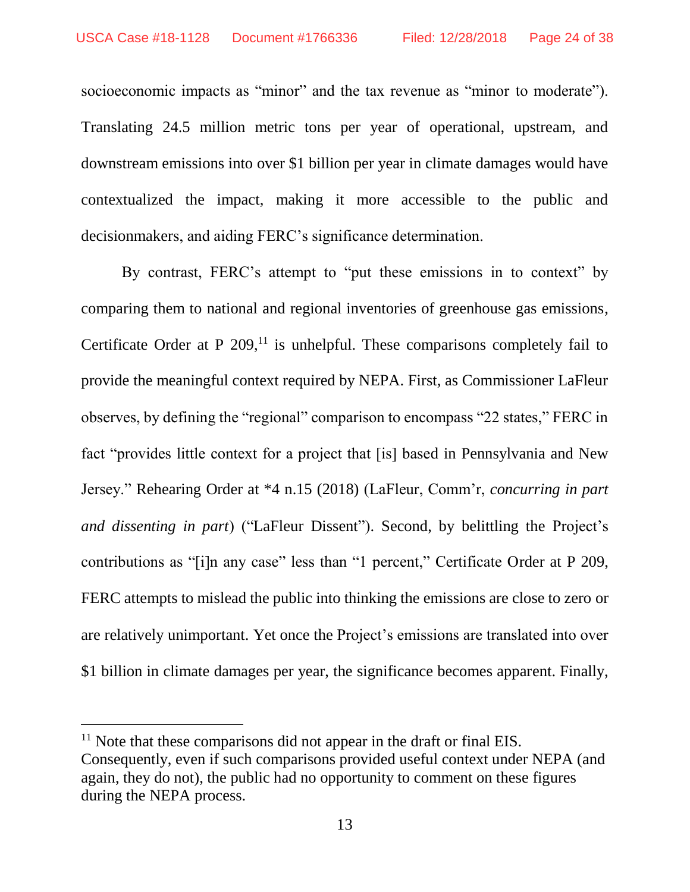socioeconomic impacts as "minor" and the tax revenue as "minor to moderate"). Translating 24.5 million metric tons per year of operational, upstream, and downstream emissions into over $1 billion per year in climate damages would have contextualized the impact, making it more accessible to the public and decisionmakers, and aiding FERC's significance determination.

By contrast, FERC's attempt to "put these emissions in to context" by comparing them to national and regional inventories of greenhouse gas emissions, Certificate Order at P 209,[11] is unhelpful. These comparisons completely fail to provide the meaningful context required by NEPA. First, as Commissioner LaFleur observes, by defining the "regional" comparison to encompass "22 states," FERC in fact "provides little context for a project that [is] based in Pennsylvania and New Jersey." Rehearing Order at *4 n.15 (2018) (LaFleur, Comm'r, *concurring in part and dissenting in part*) ("LaFleur Dissent"). Second, by belittling the Project's contributions as "[i]n any case" less than "1 percent," Certificate Order at P 209, FERC attempts to mislead the public into thinking the emissions are close to zero or are relatively unimportant. Yet once the Project's emissions are translated into over $1 billion in climate damages per year, the significance becomes apparent. Finally,

[11] Note that these comparisons did not appear in the draft or final EIS. Consequently, even if such comparisons provided useful context under NEPA (and again, they do not), the public had no opportunity to comment on these figures during the NEPA process.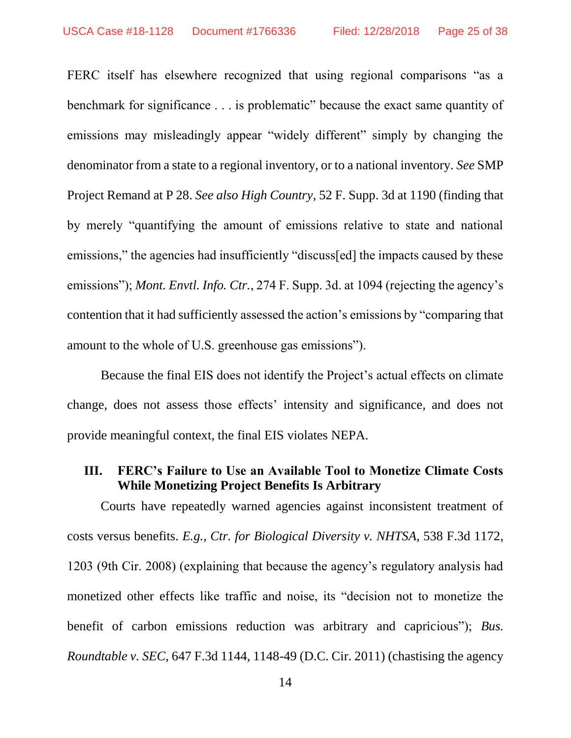FERC itself has elsewhere recognized that using regional comparisons "as a benchmark for significance . . . is problematic" because the exact same quantity of emissions may misleadingly appear "widely different" simply by changing the denominator from a state to a regional inventory, or to a national inventory. *See* SMP Project Remand at P 28. *See also High Country*, 52 F. Supp. 3d at 1190 (finding that by merely "quantifying the amount of emissions relative to state and national emissions," the agencies had insufficiently "discuss[ed] the impacts caused by these emissions"); *Mont. Envtl. Info. Ctr.*, 274 F. Supp. 3d. at 1094 (rejecting the agency's contention that it had sufficiently assessed the action's emissions by "comparing that amount to the whole of U.S. greenhouse gas emissions").

Because the final EIS does not identify the Project's actual effects on climate change, does not assess those effects' intensity and significance, and does not provide meaningful context, the final EIS violates NEPA.

## III. FERC's Failure to Use an Available Tool to Monetize Climate Costs While Monetizing Project Benefits Is Arbitrary

Courts have repeatedly warned agencies against inconsistent treatment of costs versus benefits. *E.g., Ctr. for Biological Diversity v. NHTSA*, 538 F.3d 1172, 1203 (9th Cir. 2008) (explaining that because the agency's regulatory analysis had monetized other effects like traffic and noise, its "decision not to monetize the benefit of carbon emissions reduction was arbitrary and capricious"); *Bus. Roundtable v. SEC*, 647 F.3d 1144, 1148-49 (D.C. Cir. 2011) (chastising the agency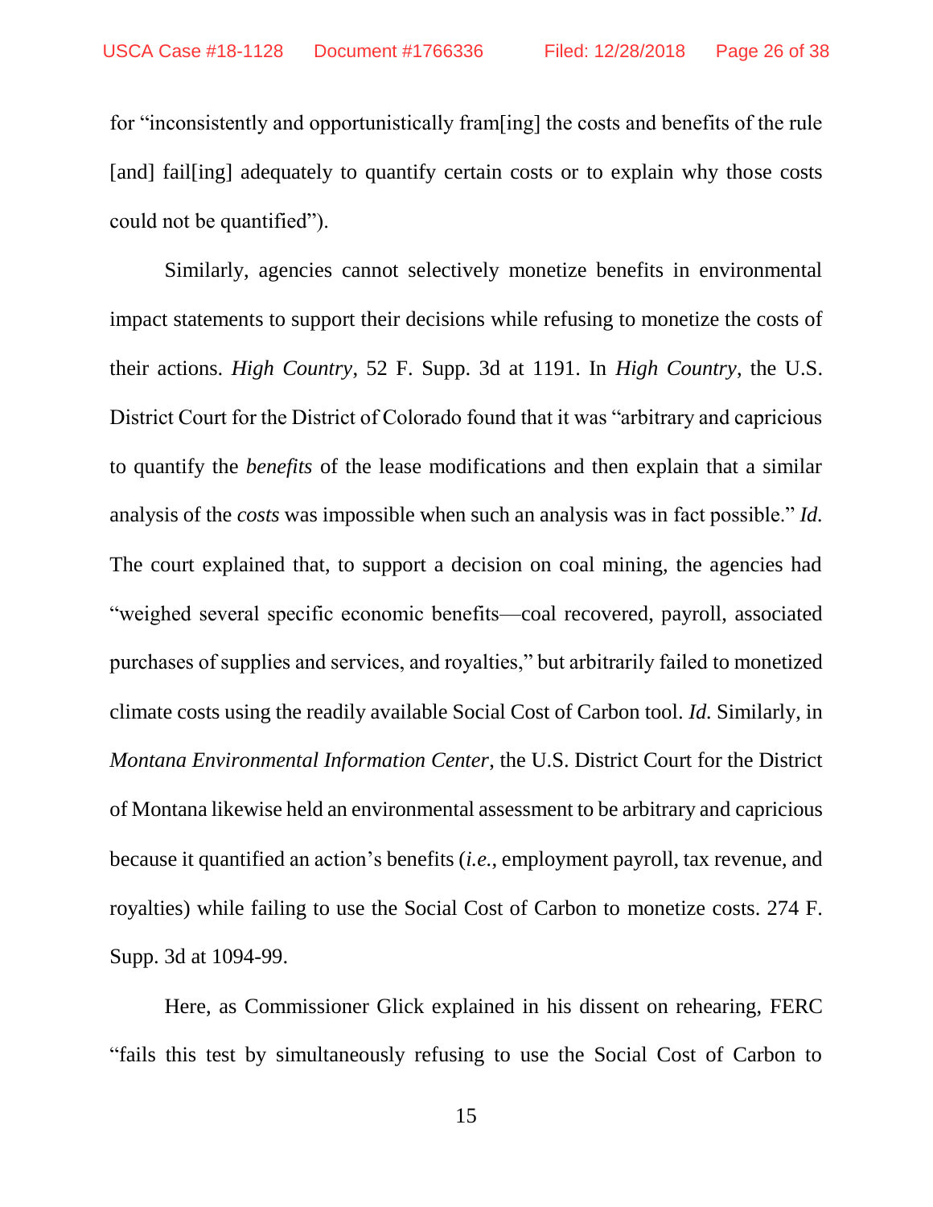for "inconsistently and opportunistically fram[ing] the costs and benefits of the rule [and] fail[ing] adequately to quantify certain costs or to explain why those costs could not be quantified").

Similarly, agencies cannot selectively monetize benefits in environmental impact statements to support their decisions while refusing to monetize the costs of their actions. *High Country*, 52 F. Supp. 3d at 1191. In *High Country*, the U.S. District Court for the District of Colorado found that it was "arbitrary and capricious to quantify the *benefits* of the lease modifications and then explain that a similar analysis of the *costs* was impossible when such an analysis was in fact possible." *Id.* The court explained that, to support a decision on coal mining, the agencies had "weighed several specific economic benefits—coal recovered, payroll, associated purchases of supplies and services, and royalties," but arbitrarily failed to monetized climate costs using the readily available Social Cost of Carbon tool. *Id.* Similarly, in *Montana Environmental Information Center*, the U.S. District Court for the District of Montana likewise held an environmental assessment to be arbitrary and capricious because it quantified an action's benefits (*i.e.*, employment payroll, tax revenue, and royalties) while failing to use the Social Cost of Carbon to monetize costs. 274 F. Supp. 3d at 1094-99.

Here, as Commissioner Glick explained in his dissent on rehearing, FERC "fails this test by simultaneously refusing to use the Social Cost of Carbon to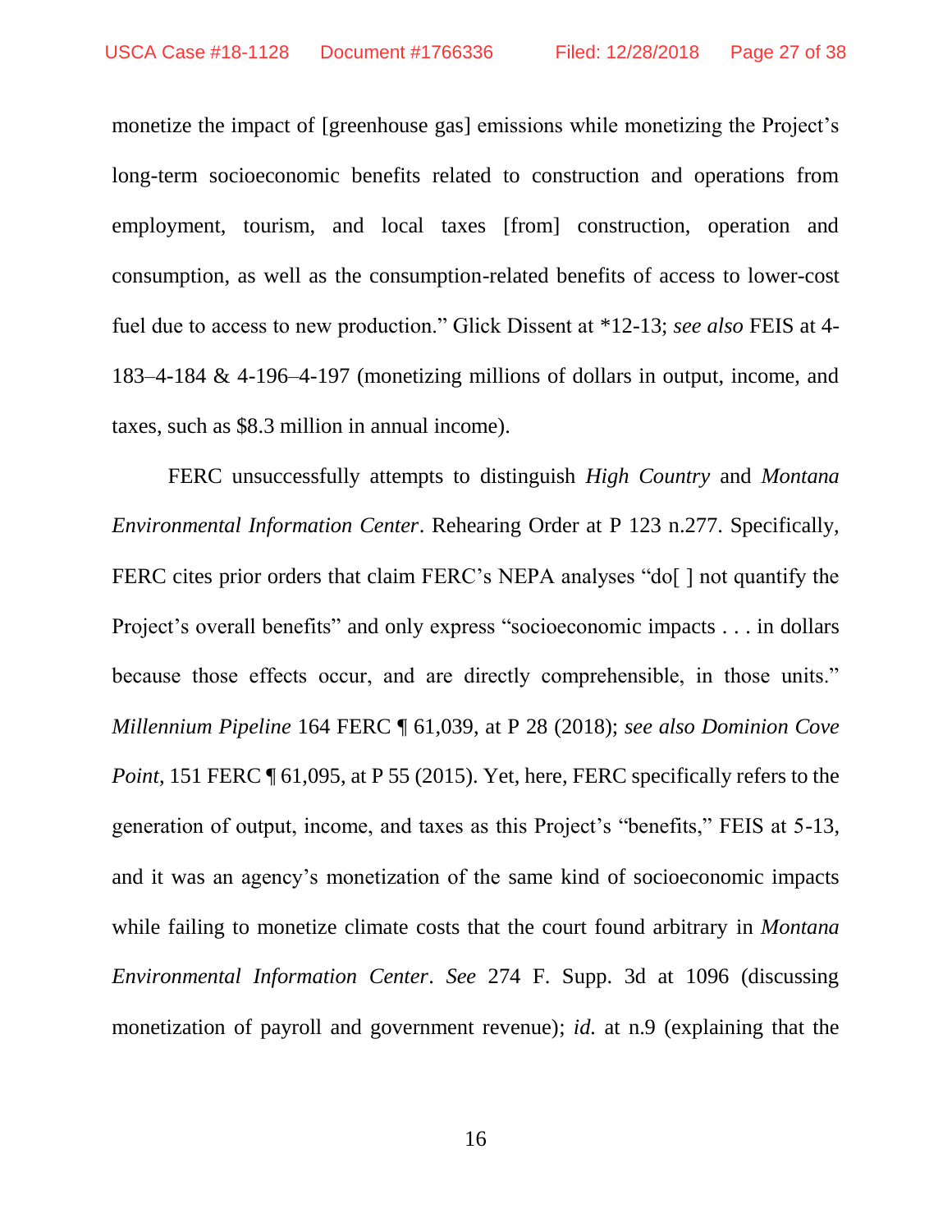monetize the impact of [greenhouse gas] emissions while monetizing the Project's long-term socioeconomic benefits related to construction and operations from employment, tourism, and local taxes [from] construction, operation and consumption, as well as the consumption-related benefits of access to lower-cost fuel due to access to new production." Glick Dissent at *12-13; *see also* FEIS at 4-183–4-184 & 4-196–4-197 (monetizing millions of dollars in output, income, and taxes, such as $8.3 million in annual income).

FERC unsuccessfully attempts to distinguish *High Country* and *Montana Environmental Information Center*. Rehearing Order at P 123 n.277. Specifically, FERC cites prior orders that claim FERC's NEPA analyses "do[ ] not quantify the Project's overall benefits" and only express "socioeconomic impacts . . . in dollars because those effects occur, and are directly comprehensible, in those units." *Millennium Pipeline* 164 FERC ¶ 61,039, at P 28 (2018); *see also Dominion Cove Point*, 151 FERC ¶ 61,095, at P 55 (2015). Yet, here, FERC specifically refers to the generation of output, income, and taxes as this Project's "benefits," FEIS at 5-13, and it was an agency's monetization of the same kind of socioeconomic impacts while failing to monetize climate costs that the court found arbitrary in *Montana Environmental Information Center*. *See* 274 F. Supp. 3d at 1096 (discussing monetization of payroll and government revenue); *id.* at n.9 (explaining that the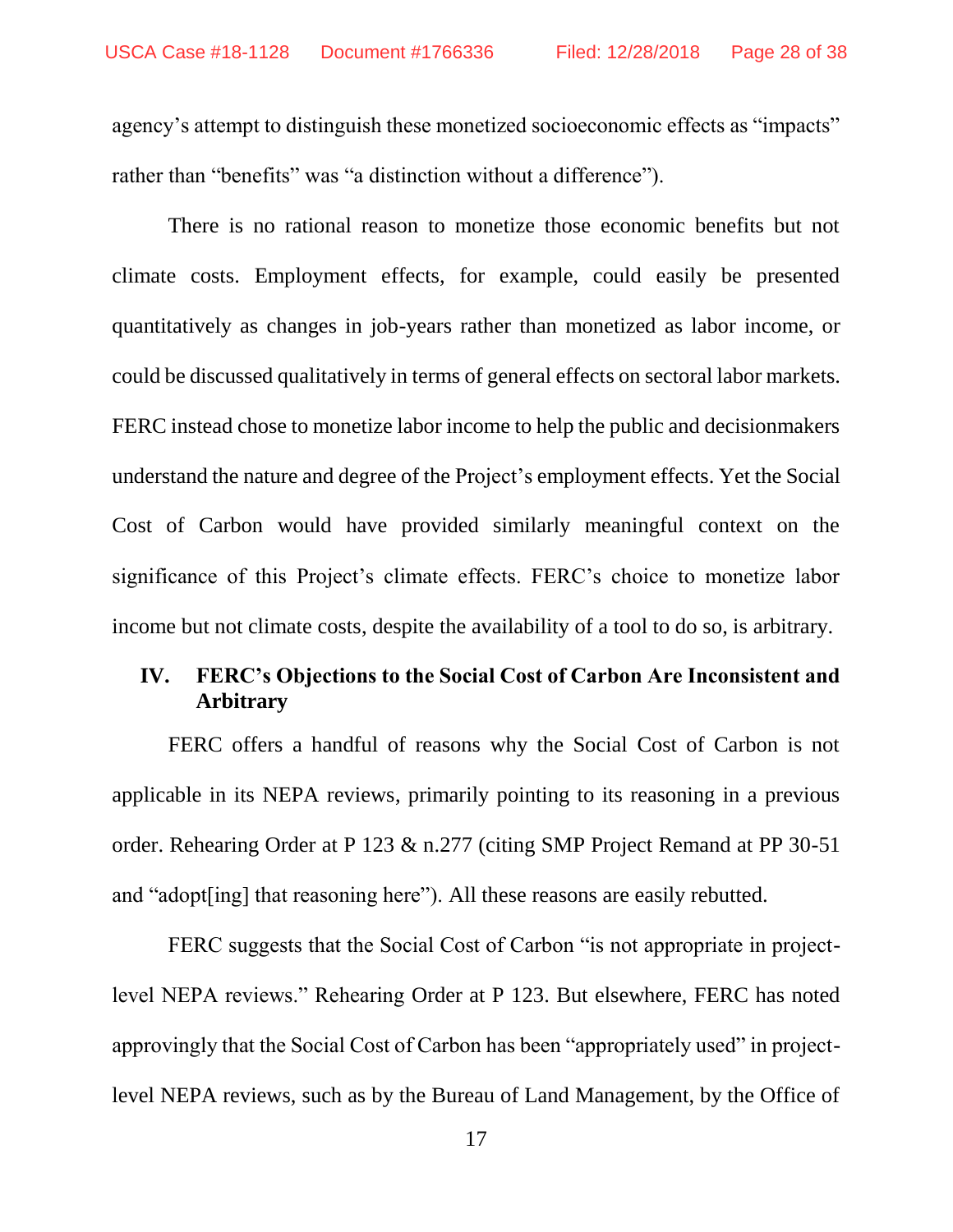agency's attempt to distinguish these monetized socioeconomic effects as "impacts" rather than "benefits" was "a distinction without a difference").

There is no rational reason to monetize those economic benefits but not climate costs. Employment effects, for example, could easily be presented quantitatively as changes in job-years rather than monetized as labor income, or could be discussed qualitatively in terms of general effects on sectoral labor markets. FERC instead chose to monetize labor income to help the public and decisionmakers understand the nature and degree of the Project's employment effects. Yet the Social Cost of Carbon would have provided similarly meaningful context on the significance of this Project's climate effects. FERC's choice to monetize labor income but not climate costs, despite the availability of a tool to do so, is arbitrary.

## IV. FERC's Objections to the Social Cost of Carbon Are Inconsistent and Arbitrary

FERC offers a handful of reasons why the Social Cost of Carbon is not applicable in its NEPA reviews, primarily pointing to its reasoning in a previous order. Rehearing Order at P 123 & n.277 (citing SMP Project Remand at PP 30-51 and "adopt[ing] that reasoning here"). All these reasons are easily rebutted.

FERC suggests that the Social Cost of Carbon "is not appropriate in project-level NEPA reviews." Rehearing Order at P 123. But elsewhere, FERC has noted approvingly that the Social Cost of Carbon has been "appropriately used" in project-level NEPA reviews, such as by the Bureau of Land Management, by the Office of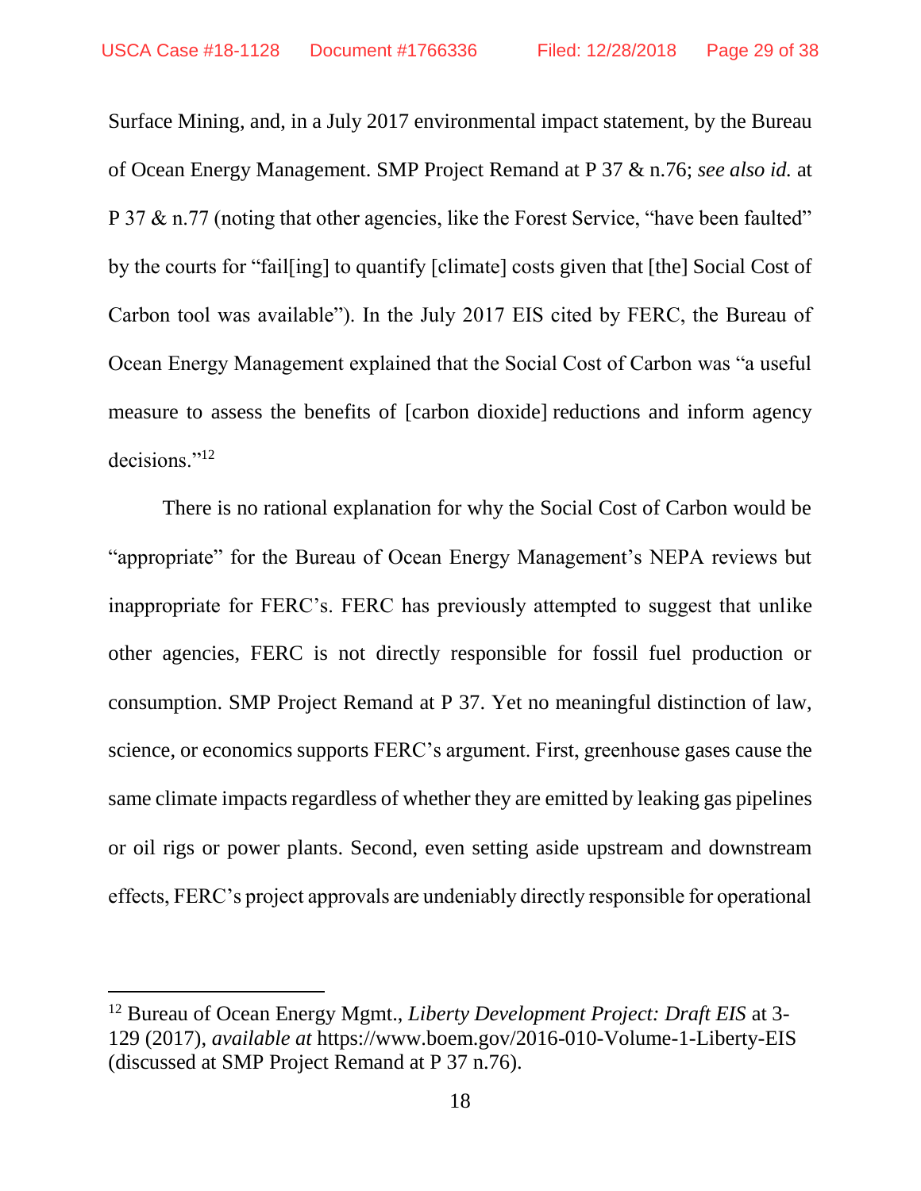Surface Mining, and, in a July 2017 environmental impact statement, by the Bureau of Ocean Energy Management. SMP Project Remand at P 37 & n.76; *see also id.* at P 37 & n.77 (noting that other agencies, like the Forest Service, "have been faulted" by the courts for "fail[ing] to quantify [climate] costs given that [the] Social Cost of Carbon tool was available"). In the July 2017 EIS cited by FERC, the Bureau of Ocean Energy Management explained that the Social Cost of Carbon was "a useful measure to assess the benefits of [carbon dioxide] reductions and inform agency decisions."[12]

There is no rational explanation for why the Social Cost of Carbon would be "appropriate" for the Bureau of Ocean Energy Management's NEPA reviews but inappropriate for FERC's. FERC has previously attempted to suggest that unlike other agencies, FERC is not directly responsible for fossil fuel production or consumption. SMP Project Remand at P 37. Yet no meaningful distinction of law, science, or economics supports FERC's argument. First, greenhouse gases cause the same climate impacts regardless of whether they are emitted by leaking gas pipelines or oil rigs or power plants. Second, even setting aside upstream and downstream effects, FERC's project approvals are undeniably directly responsible for operational

---

[12] Bureau of Ocean Energy Mgmt., *Liberty Development Project: Draft EIS* at 3-129 (2017), *available at* https://www.boem.gov/2016-010-Volume-1-Liberty-EIS (discussed at SMP Project Remand at P 37 n.76).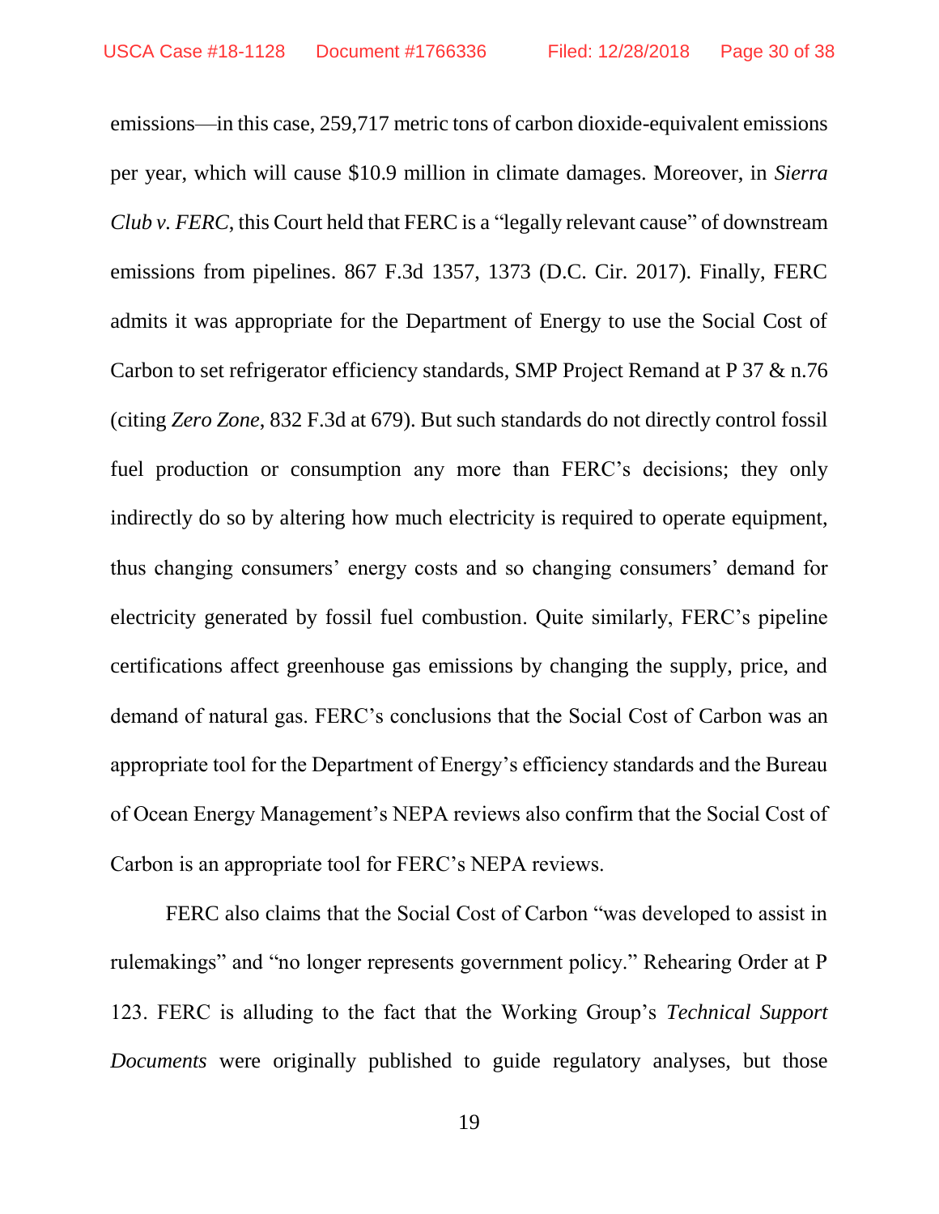emissions—in this case, 259,717 metric tons of carbon dioxide-equivalent emissions per year, which will cause $10.9 million in climate damages. Moreover, in *Sierra Club v. FERC*, this Court held that FERC is a "legally relevant cause" of downstream emissions from pipelines. 867 F.3d 1357, 1373 (D.C. Cir. 2017). Finally, FERC admits it was appropriate for the Department of Energy to use the Social Cost of Carbon to set refrigerator efficiency standards, SMP Project Remand at P 37 & n.76 (citing *Zero Zone*, 832 F.3d at 679). But such standards do not directly control fossil fuel production or consumption any more than FERC's decisions; they only indirectly do so by altering how much electricity is required to operate equipment, thus changing consumers' energy costs and so changing consumers' demand for electricity generated by fossil fuel combustion. Quite similarly, FERC's pipeline certifications affect greenhouse gas emissions by changing the supply, price, and demand of natural gas. FERC's conclusions that the Social Cost of Carbon was an appropriate tool for the Department of Energy's efficiency standards and the Bureau of Ocean Energy Management's NEPA reviews also confirm that the Social Cost of Carbon is an appropriate tool for FERC's NEPA reviews.

FERC also claims that the Social Cost of Carbon "was developed to assist in rulemakings" and "no longer represents government policy." Rehearing Order at P 123. FERC is alluding to the fact that the Working Group's *Technical Support Documents* were originally published to guide regulatory analyses, but those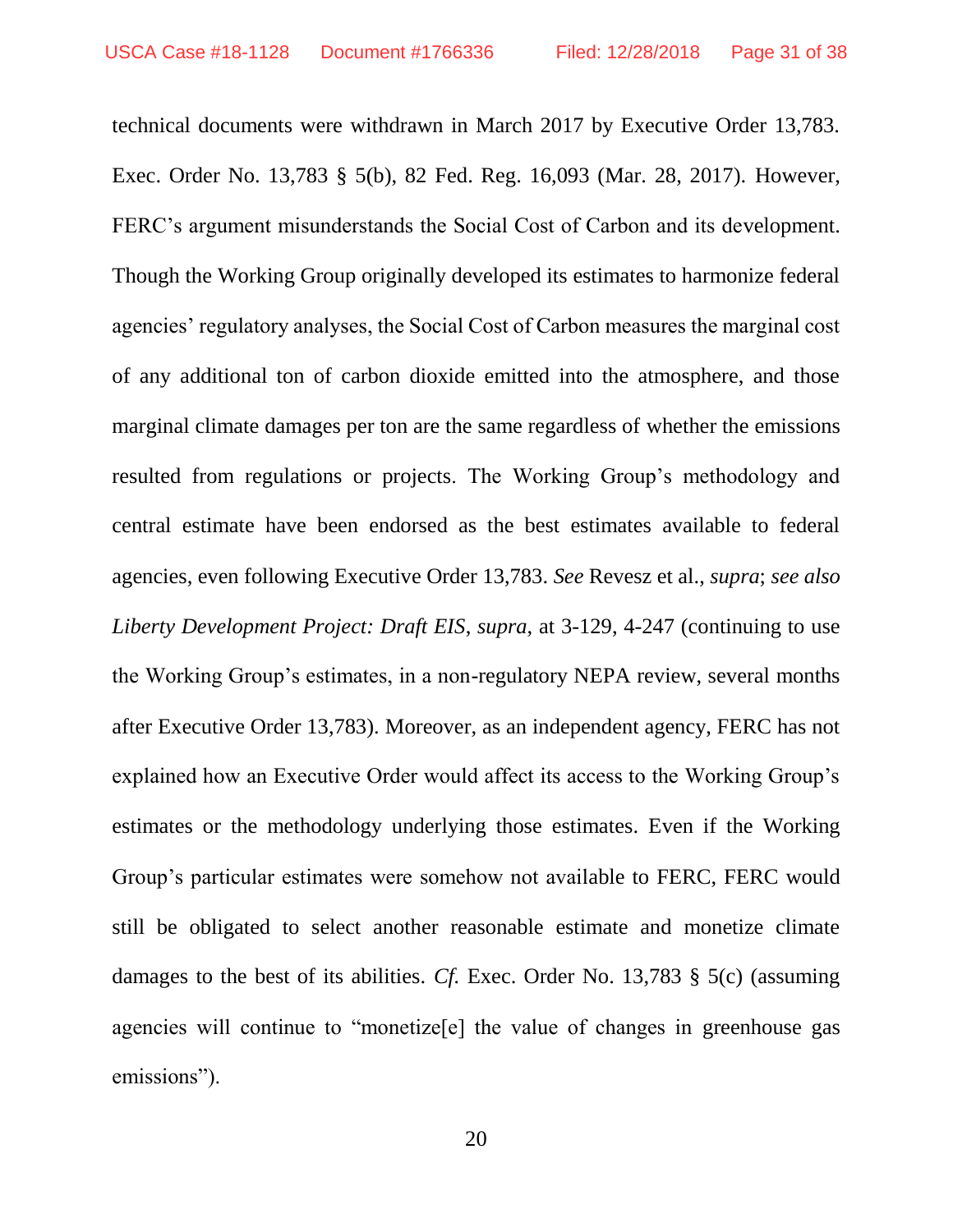technical documents were withdrawn in March 2017 by Executive Order 13,783. Exec. Order No. 13,783 § 5(b), 82 Fed. Reg. 16,093 (Mar. 28, 2017). However, FERC's argument misunderstands the Social Cost of Carbon and its development. Though the Working Group originally developed its estimates to harmonize federal agencies' regulatory analyses, the Social Cost of Carbon measures the marginal cost of any additional ton of carbon dioxide emitted into the atmosphere, and those marginal climate damages per ton are the same regardless of whether the emissions resulted from regulations or projects. The Working Group's methodology and central estimate have been endorsed as the best estimates available to federal agencies, even following Executive Order 13,783. *See* Revesz et al., *supra*; *see also Liberty Development Project: Draft EIS*, *supra*, at 3-129, 4-247 (continuing to use the Working Group's estimates, in a non-regulatory NEPA review, several months after Executive Order 13,783). Moreover, as an independent agency, FERC has not explained how an Executive Order would affect its access to the Working Group's estimates or the methodology underlying those estimates. Even if the Working Group's particular estimates were somehow not available to FERC, FERC would still be obligated to select another reasonable estimate and monetize climate damages to the best of its abilities. *Cf.* Exec. Order No. 13,783 § 5(c) (assuming agencies will continue to "monetize[e] the value of changes in greenhouse gas emissions").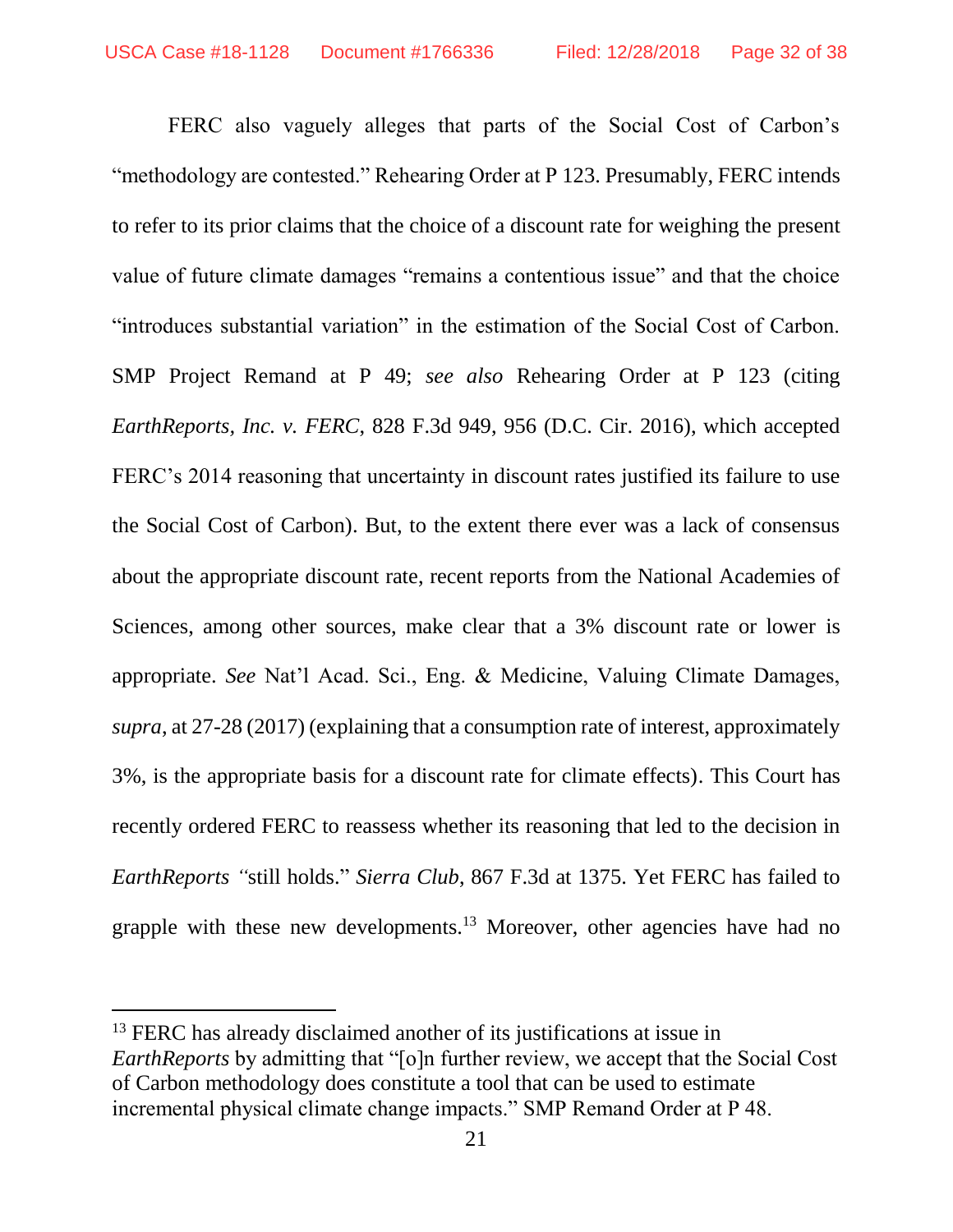FERC also vaguely alleges that parts of the Social Cost of Carbon's "methodology are contested." Rehearing Order at P 123. Presumably, FERC intends to refer to its prior claims that the choice of a discount rate for weighing the present value of future climate damages "remains a contentious issue" and that the choice "introduces substantial variation" in the estimation of the Social Cost of Carbon. SMP Project Remand at P 49; *see also* Rehearing Order at P 123 (citing *EarthReports, Inc. v. FERC*, 828 F.3d 949, 956 (D.C. Cir. 2016), which accepted FERC's 2014 reasoning that uncertainty in discount rates justified its failure to use the Social Cost of Carbon). But, to the extent there ever was a lack of consensus about the appropriate discount rate, recent reports from the National Academies of Sciences, among other sources, make clear that a 3% discount rate or lower is appropriate. *See* Nat'l Acad. Sci., Eng. & Medicine, Valuing Climate Damages, *supra*, at 27-28 (2017) (explaining that a consumption rate of interest, approximately 3%, is the appropriate basis for a discount rate for climate effects). This Court has recently ordered FERC to reassess whether its reasoning that led to the decision in *EarthReports* "still holds." *Sierra Club*, 867 F.3d at 1375. Yet FERC has failed to grapple with these new developments.[13] Moreover, other agencies have had no

[13] FERC has already disclaimed another of its justifications at issue in *EarthReports* by admitting that "[o]n further review, we accept that the Social Cost of Carbon methodology does constitute a tool that can be used to estimate incremental physical climate change impacts." SMP Remand Order at P 48.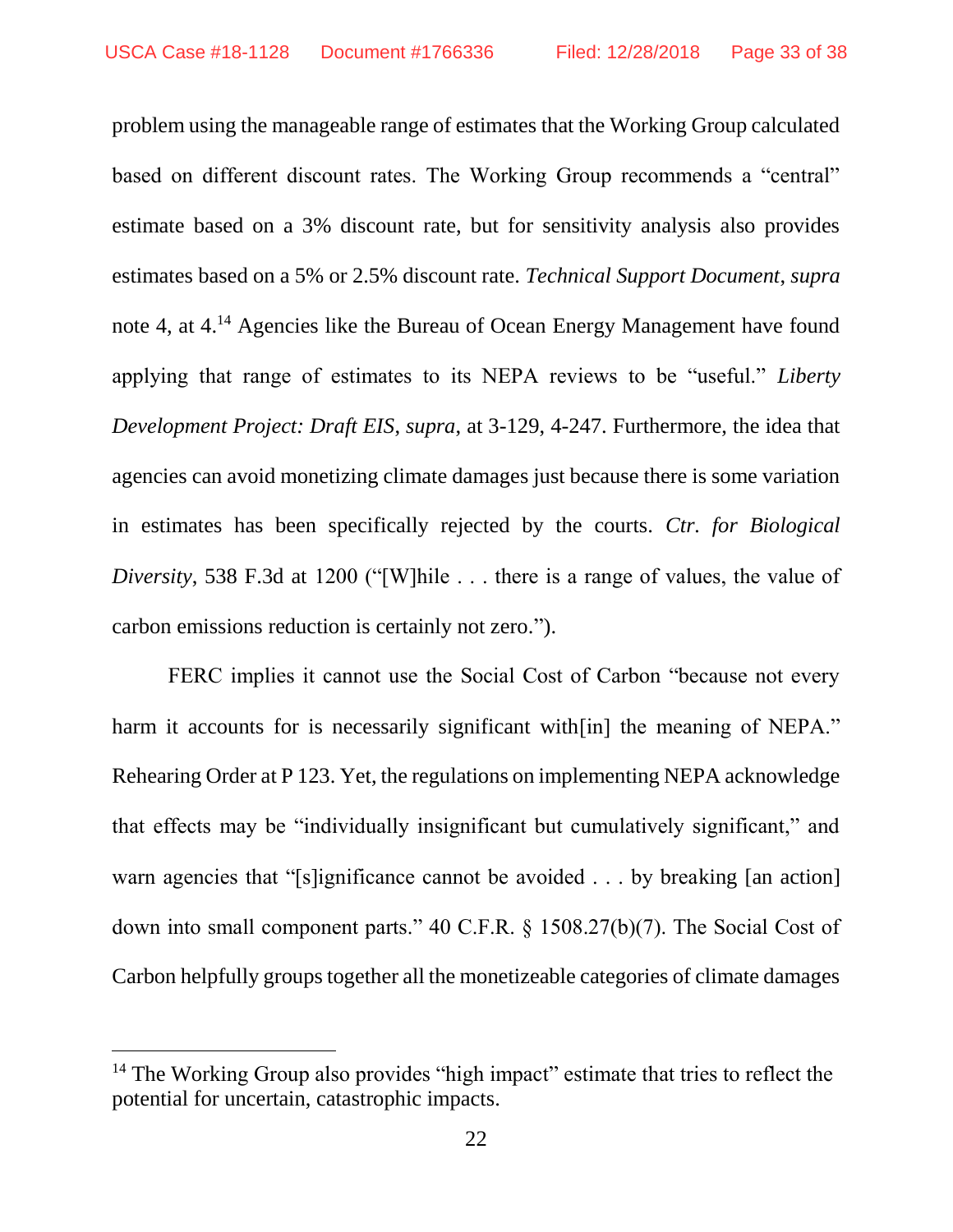problem using the manageable range of estimates that the Working Group calculated based on different discount rates. The Working Group recommends a "central" estimate based on a 3% discount rate, but for sensitivity analysis also provides estimates based on a 5% or 2.5% discount rate. *Technical Support Document*, *supra* note 4, at 4.[14] Agencies like the Bureau of Ocean Energy Management have found applying that range of estimates to its NEPA reviews to be "useful." *Liberty Development Project: Draft EIS*, *supra*, at 3-129, 4-247. Furthermore, the idea that agencies can avoid monetizing climate damages just because there is some variation in estimates has been specifically rejected by the courts. *Ctr. for Biological Diversity*, 538 F.3d at 1200 ("[W]hile . . . there is a range of values, the value of carbon emissions reduction is certainly not zero.").

FERC implies it cannot use the Social Cost of Carbon "because not every harm it accounts for is necessarily significant with[in] the meaning of NEPA." Rehearing Order at P 123. Yet, the regulations on implementing NEPA acknowledge that effects may be "individually insignificant but cumulatively significant," and warn agencies that "[s]ignificance cannot be avoided . . . by breaking [an action] down into small component parts." 40 C.F.R. § 1508.27(b)(7). The Social Cost of Carbon helpfully groups together all the monetizeable categories of climate damages

---

[14] The Working Group also provides "high impact" estimate that tries to reflect the potential for uncertain, catastrophic impacts.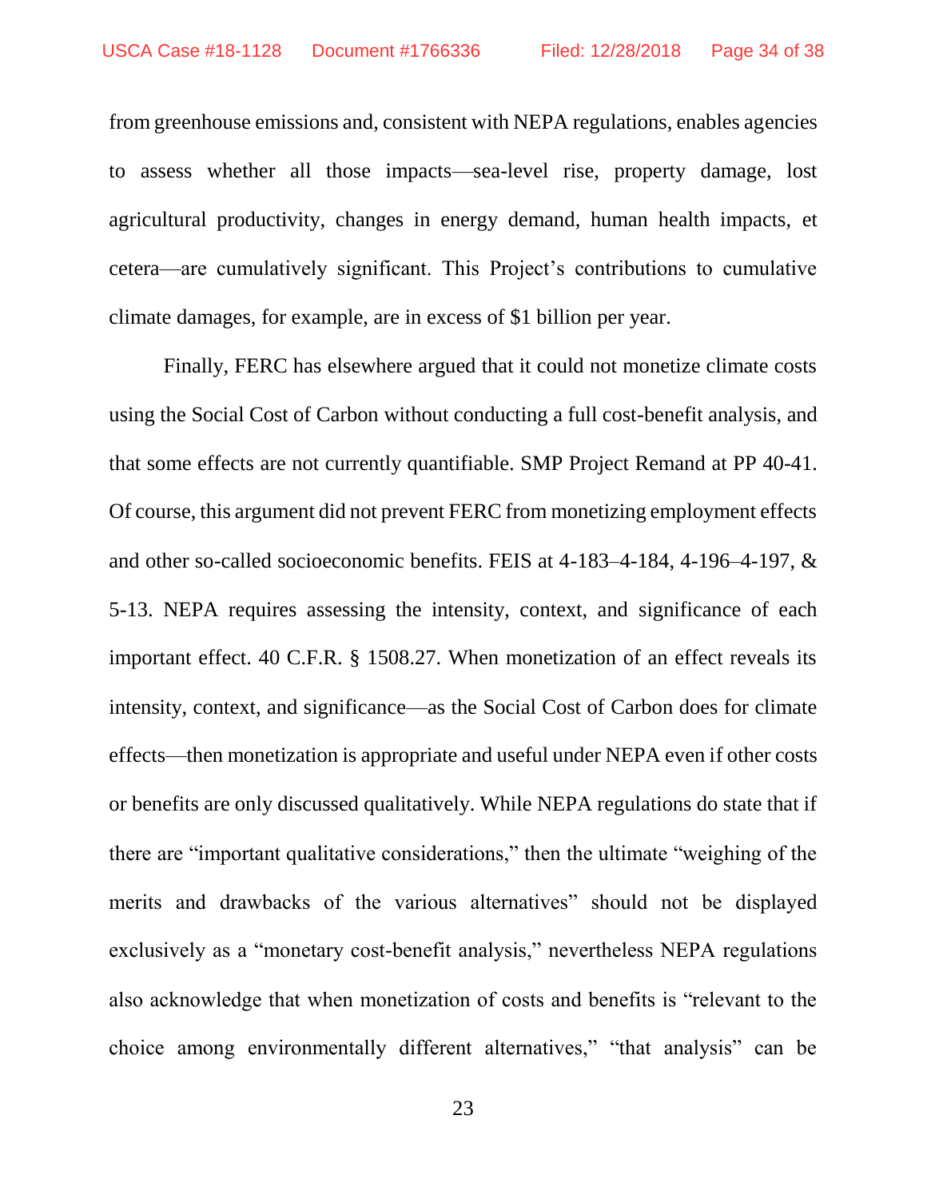from greenhouse emissions and, consistent with NEPA regulations, enables agencies to assess whether all those impacts—sea-level rise, property damage, lost agricultural productivity, changes in energy demand, human health impacts, et cetera—are cumulatively significant. This Project's contributions to cumulative climate damages, for example, are in excess of $1 billion per year.

Finally, FERC has elsewhere argued that it could not monetize climate costs using the Social Cost of Carbon without conducting a full cost-benefit analysis, and that some effects are not currently quantifiable. SMP Project Remand at PP 40-41. Of course, this argument did not prevent FERC from monetizing employment effects and other so-called socioeconomic benefits. FEIS at 4-183–4-184, 4-196–4-197, & 5-13. NEPA requires assessing the intensity, context, and significance of each important effect. 40 C.F.R. § 1508.27. When monetization of an effect reveals its intensity, context, and significance—as the Social Cost of Carbon does for climate effects—then monetization is appropriate and useful under NEPA even if other costs or benefits are only discussed qualitatively. While NEPA regulations do state that if there are "important qualitative considerations," then the ultimate "weighing of the merits and drawbacks of the various alternatives" should not be displayed exclusively as a "monetary cost-benefit analysis," nevertheless NEPA regulations also acknowledge that when monetization of costs and benefits is "relevant to the choice among environmentally different alternatives," "that analysis" can be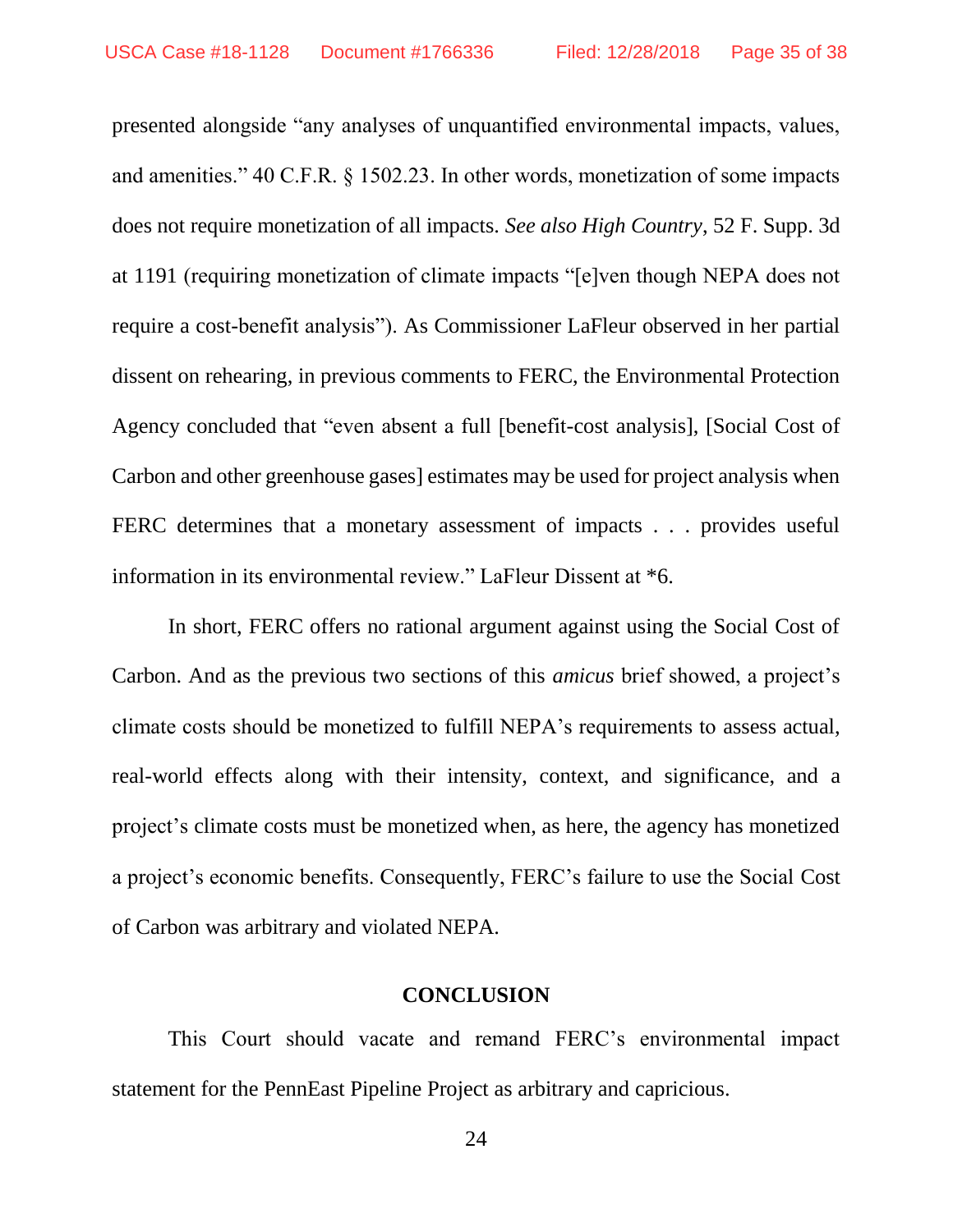presented alongside "any analyses of unquantified environmental impacts, values, and amenities." 40 C.F.R. § 1502.23. In other words, monetization of some impacts does not require monetization of all impacts. *See also High Country*, 52 F. Supp. 3d at 1191 (requiring monetization of climate impacts "[e]ven though NEPA does not require a cost-benefit analysis"). As Commissioner LaFleur observed in her partial dissent on rehearing, in previous comments to FERC, the Environmental Protection Agency concluded that "even absent a full [benefit-cost analysis], [Social Cost of Carbon and other greenhouse gases] estimates may be used for project analysis when FERC determines that a monetary assessment of impacts . . . provides useful information in its environmental review." LaFleur Dissent at *6.

In short, FERC offers no rational argument against using the Social Cost of Carbon. And as the previous two sections of this *amicus* brief showed, a project's climate costs should be monetized to fulfill NEPA's requirements to assess actual, real-world effects along with their intensity, context, and significance, and a project's climate costs must be monetized when, as here, the agency has monetized a project's economic benefits. Consequently, FERC's failure to use the Social Cost of Carbon was arbitrary and violated NEPA.

## CONCLUSION

This Court should vacate and remand FERC's environmental impact statement for the PennEast Pipeline Project as arbitrary and capricious.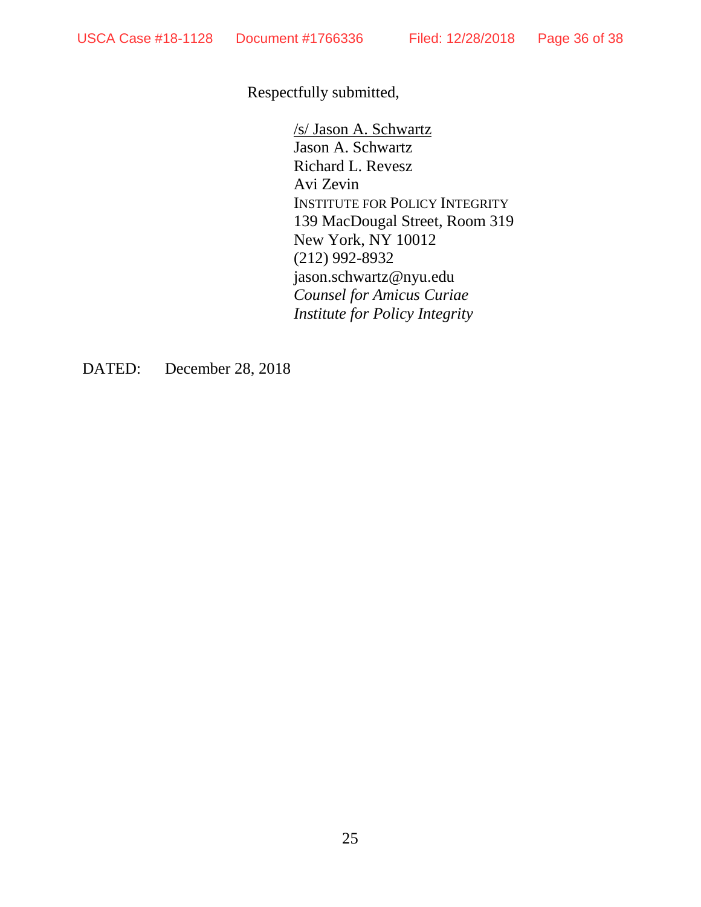Respectfully submitted,

/s/ Jason A. Schwartz
Jason A. Schwartz
Richard L. Revesz
Avi Zevin
INSTITUTE FOR POLICY INTEGRITY
139 MacDougal Street, Room 319
New York, NY 10012
(212) 992-8932
jason.schwartz@nyu.edu
*Counsel for Amicus Curiae*
*Institute for Policy Integrity*

DATED: December 28, 2018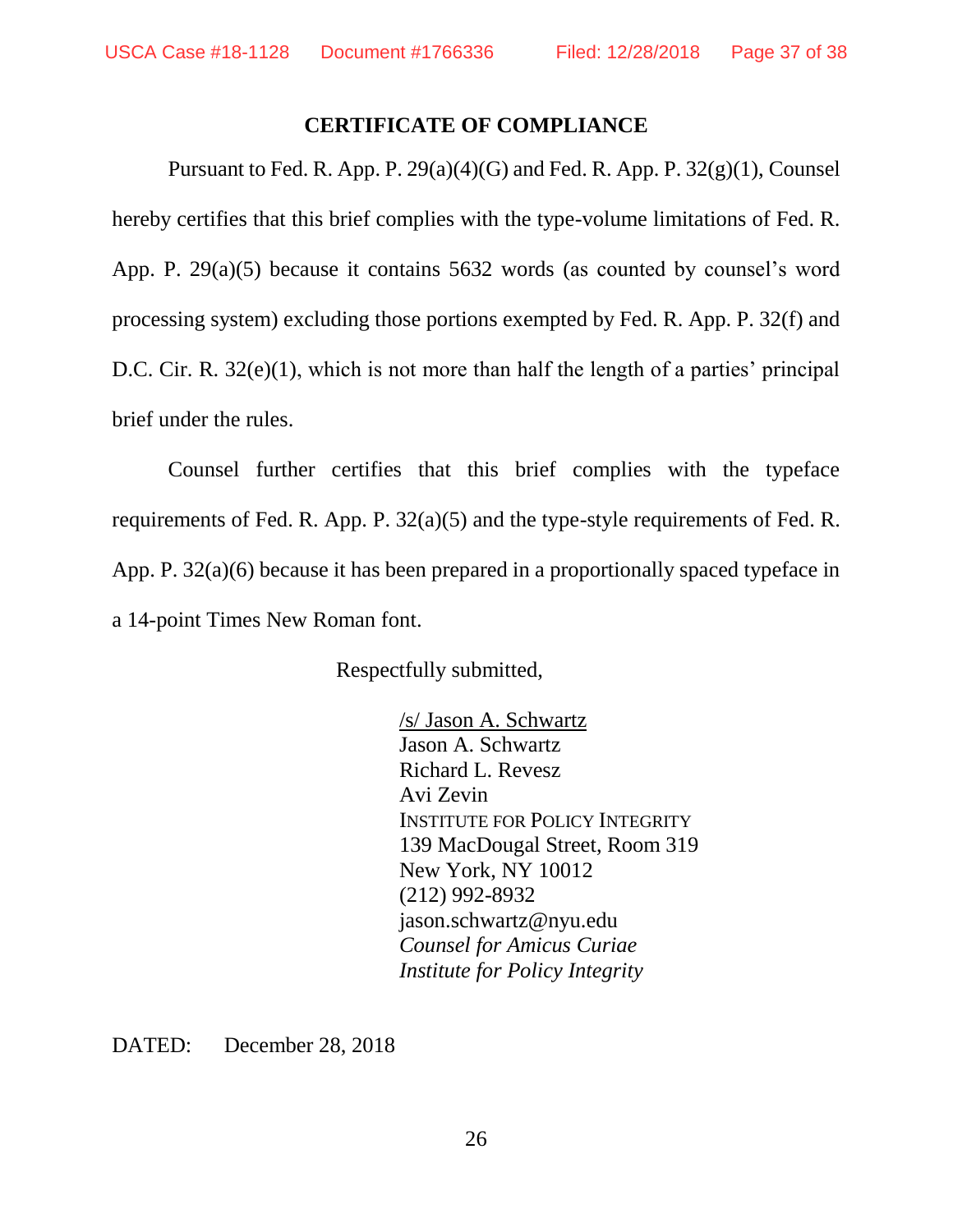## CERTIFICATE OF COMPLIANCE

Pursuant to Fed. R. App. P. 29(a)(4)(G) and Fed. R. App. P. 32(g)(1), Counsel hereby certifies that this brief complies with the type-volume limitations of Fed. R. App. P. 29(a)(5) because it contains 5632 words (as counted by counsel's word processing system) excluding those portions exempted by Fed. R. App. P. 32(f) and D.C. Cir. R. 32(e)(1), which is not more than half the length of a parties' principal brief under the rules.

Counsel further certifies that this brief complies with the typeface requirements of Fed. R. App. P. 32(a)(5) and the type-style requirements of Fed. R. App. P. 32(a)(6) because it has been prepared in a proportionally spaced typeface in a 14-point Times New Roman font.

Respectfully submitted,

/s/ Jason A. Schwartz
Jason A. Schwartz
Richard L. Revesz
Avi Zevin
INSTITUTE FOR POLICY INTEGRITY
139 MacDougal Street, Room 319
New York, NY 10012
(212) 992-8932
jason.schwartz@nyu.edu
*Counsel for Amicus Curiae*
*Institute for Policy Integrity*

DATED: December 28, 2018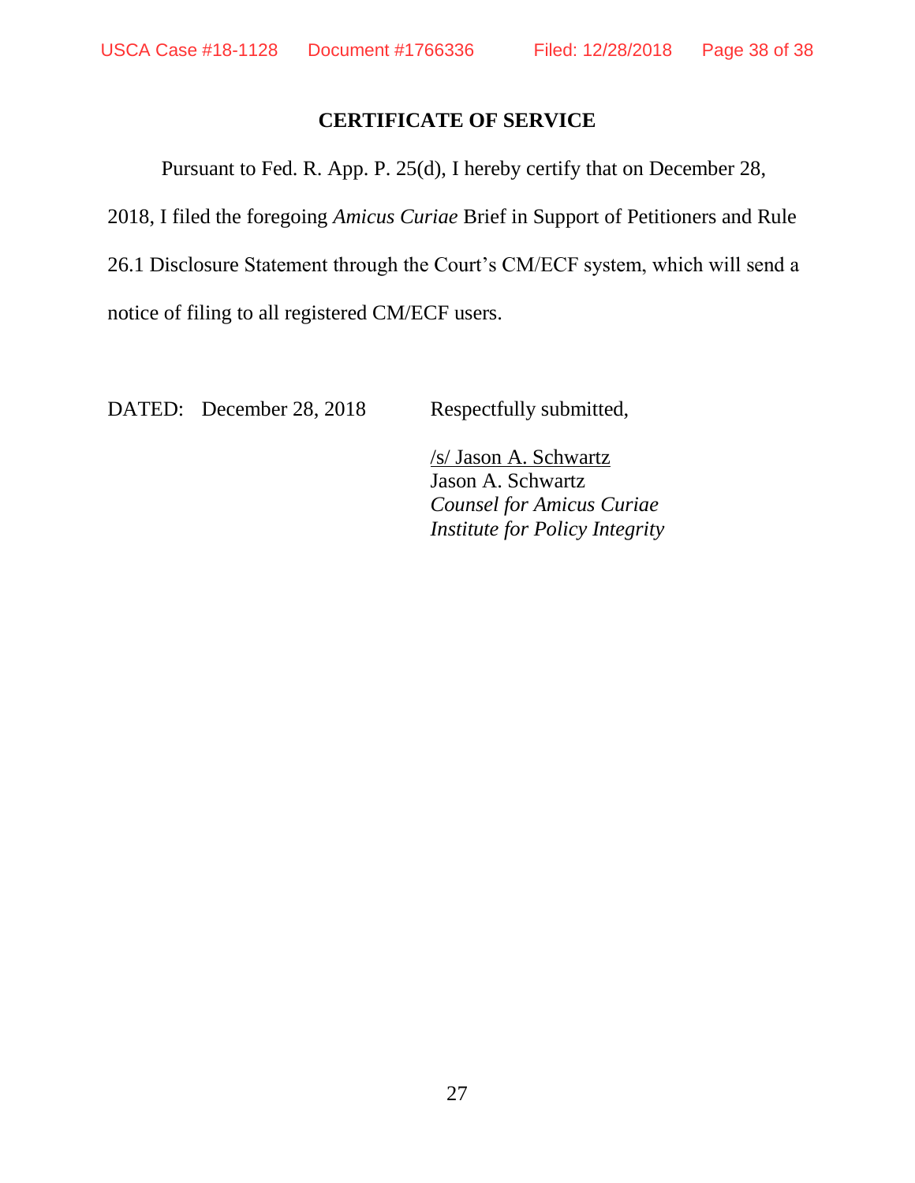## CERTIFICATE OF SERVICE

Pursuant to Fed. R. App. P. 25(d), I hereby certify that on December 28, 2018, I filed the foregoing *Amicus Curiae* Brief in Support of Petitioners and Rule 26.1 Disclosure Statement through the Court's CM/ECF system, which will send a notice of filing to all registered CM/ECF users.

DATED: December 28, 2018

Respectfully submitted,

/s/ Jason A. Schwartz
Jason A. Schwartz
*Counsel for Amicus Curiae*
*Institute for Policy Integrity*